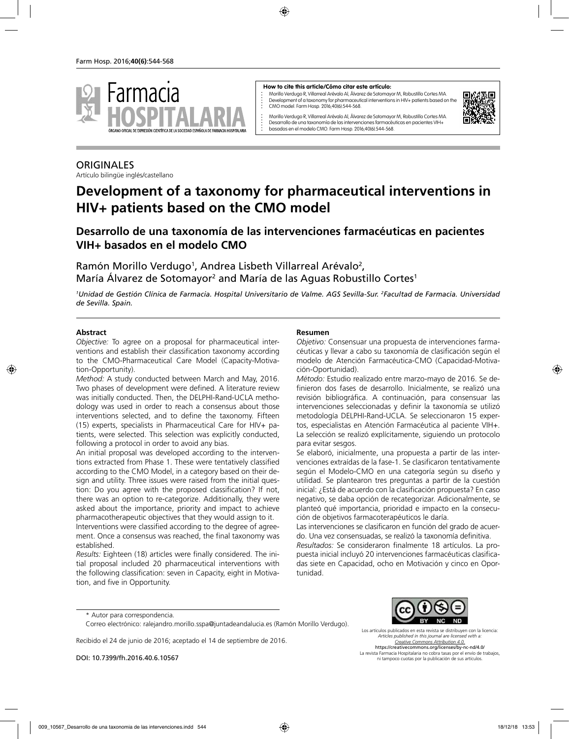**How to cite this article/Cómo citar este artículo:**

Morillo Verdugo R, Villarreal Arévalo AI, Álvarez de Sotomayor M, Robustillo Cortes MA. Development of a taxonomy for pharmaceutical interventions in HIV+ patients based on the CMO model. Farm Hosp. 2016;40(6):544-568.

Morillo Verdugo R, Villarreal Arévalo AI, Álvarez de Sotomayor M, Robustillo Cortes MA. Desarrollo de una taxonomía de las intervenciones farmacéuticas en pacientes VIH+ basados en el modelo CMO. Farm Hosp. 2016;40(6):544-568.

ORIGINALES

Artículo bilingüe inglés/castellano

# Development of a taxonomy for pharmaceutical interventions in HIV+ patients based on the CMO model

## Desarrollo de una taxonomía de las intervenciones farmacéuticas en pacientes VIH+ basados en el modelo CMO

Ramón Morillo Verdugo[1], Andrea Lisbeth Villarreal Arévalo[2], María Álvarez de Sotomayor[2] and María de las Aguas Robustillo Cortes[1]

*[1]Unidad de Gestión Clínica de Farmacia. Hospital Universitario de Valme. AGS Sevilla-Sur. [2]Facultad de Farmacia. Universidad de Sevilla. Spain.*

### Abstract

*Objective:* To agree on a proposal for pharmaceutical interventions and establish their classification taxonomy according to the CMO-Pharmaceutical Care Model (Capacity-Motivation-Opportunity).

*Method:* A study conducted between March and May, 2016. Two phases of development were defined. A literature review was initially conducted. Then, the DELPHI-Rand-UCLA methodology was used in order to reach a consensus about those interventions selected, and to define the taxonomy. Fifteen (15) experts, specialists in Pharmaceutical Care for HIV+ patients, were selected. This selection was explicitly conducted, following a protocol in order to avoid any bias.

An initial proposal was developed according to the interventions extracted from Phase 1. These were tentatively classified according to the CMO Model, in a category based on their design and utility. Three issues were raised from the initial question: Do you agree with the proposed classification? If not, there was an option to re-categorize. Additionally, they were asked about the importance, priority and impact to achieve pharmacotherapeutic objectives that they would assign to it.

Interventions were classified according to the degree of agreement. Once a consensus was reached, the final taxonomy was established.

*Results:* Eighteen (18) articles were finally considered. The initial proposal included 20 pharmaceutical interventions with the following classification: seven in Capacity, eight in Motivation, and five in Opportunity.

### Resumen

*Objetivo:* Consensuar una propuesta de intervenciones farmacéuticas y llevar a cabo su taxonomía de clasificación según el modelo de Atención Farmacéutica-CMO (Capacidad-Motivación-Oportunidad).

*Método:* Estudio realizado entre marzo-mayo de 2016. Se definieron dos fases de desarrollo. Inicialmente, se realizó una revisión bibliográfica. A continuación, para consensuar las intervenciones seleccionadas y definir la taxonomía se utilizó metodología DELPHI-Rand-UCLA. Se seleccionaron 15 expertos, especialistas en Atención Farmacéutica al paciente VIH+. La selección se realizó explícitamente, siguiendo un protocolo para evitar sesgos.

Se elaboró, inicialmente, una propuesta a partir de las intervenciones extraídas de la fase-1. Se clasificaron tentativamente según el Modelo-CMO en una categoría según su diseño y utilidad. Se plantearon tres preguntas a partir de la cuestión inicial: ¿Está de acuerdo con la clasificación propuesta? En caso negativo, se daba opción de recategorizar. Adicionalmente, se planteó qué importancia, prioridad e impacto en la consecución de objetivos farmacoterapéuticos le daría.

Las intervenciones se clasificaron en función del grado de acuerdo. Una vez consensuadas, se realizó la taxonomía definitiva.

*Resultados:* Se consideraron finalmente 18 artículos. La propuesta inicial incluyó 20 intervenciones farmacéuticas clasificadas siete en Capacidad, ocho en Motivación y cinco en Oportunidad.

\* Autor para correspondencia.

Correo electrónico: ralejandro.morillo.sspa@juntadeandalucia.es (Ramón Morillo Verdugo).

Recibido el 24 de junio de 2016; aceptado el 14 de septiembre de 2016.

DOI: 10.7399/fh.2016.40.6.10567

Los artículos publicados en esta revista se distribuyen con la licencia: *Articles published in this journal are licensed with a: Creative Commons Attribution 4.0.* https://creativecommons.org/licenses/by-nc-nd/4.0/ La revista Farmacia Hospitalaria no cobra tasas por el envío de trabajos, ni tampoco cuotas por la publicación de sus artículos.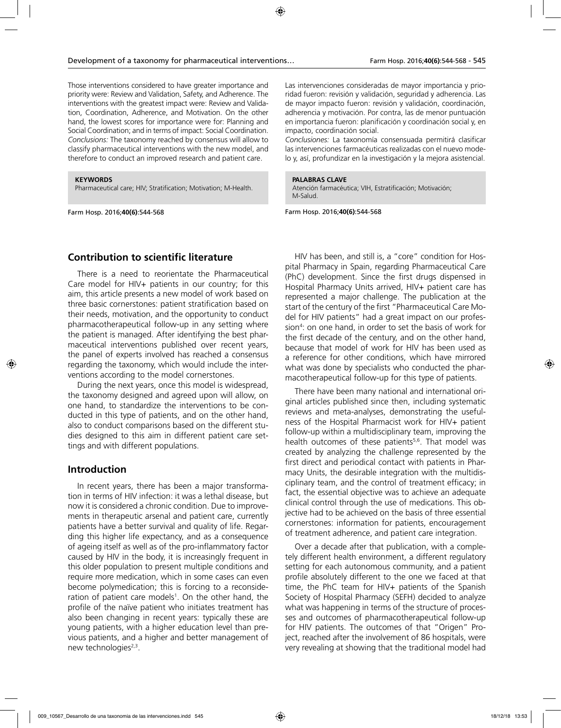Those interventions considered to have greater importance and priority were: Review and Validation, Safety, and Adherence. The interventions with the greatest impact were: Review and Validation, Coordination, Adherence, and Motivation. On the other hand, the lowest scores for importance were for: Planning and Social Coordination; and in terms of impact: Social Coordination. *Conclusions:* The taxonomy reached by consensus will allow to classify pharmaceutical interventions with the new model, and therefore to conduct an improved research and patient care.

**KEYWORDS**
Pharmaceutical care; HIV; Stratification; Motivation; M-Health.

Las intervenciones consideradas de mayor importancia y prioridad fueron: revisión y validación, seguridad y adherencia. Las de mayor impacto fueron: revisión y validación, coordinación, adherencia y motivación. Por contra, las de menor puntuación en importancia fueron: planificación y coordinación social y, en impacto, coordinación social.
*Conclusiones:* La taxonomía consensuada permitirá clasificar las intervenciones farmacéuticas realizadas con el nuevo modelo y, así, profundizar en la investigación y la mejora asistencial.

**PALABRAS CLAVE**
Atención farmacéutica; VIH, Estratificación; Motivación; M-Salud.

## Contribution to scientific literature

There is a need to reorientate the Pharmaceutical Care model for HIV+ patients in our country; for this aim, this article presents a new model of work based on three basic cornerstones: patient stratification based on their needs, motivation, and the opportunity to conduct pharmacotherapeutical follow-up in any setting where the patient is managed. After identifying the best pharmaceutical interventions published over recent years, the panel of experts involved has reached a consensus regarding the taxonomy, which would include the interventions according to the model cornerstones.

During the next years, once this model is widespread, the taxonomy designed and agreed upon will allow, on one hand, to standardize the interventions to be conducted in this type of patients, and on the other hand, also to conduct comparisons based on the different studies designed to this aim in different patient care settings and with different populations.

## Introduction

In recent years, there has been a major transformation in terms of HIV infection: it was a lethal disease, but now it is considered a chronic condition. Due to improvements in therapeutic arsenal and patient care, currently patients have a better survival and quality of life. Regarding this higher life expectancy, and as a consequence of ageing itself as well as of the pro-inflammatory factor caused by HIV in the body, it is increasingly frequent in this older population to present multiple conditions and require more medication, which in some cases can even become polymedication; this is forcing to a reconsideration of patient care models[1]. On the other hand, the profile of the naïve patient who initiates treatment has also been changing in recent years: typically these are young patients, with a higher education level than previous patients, and a higher and better management of new technologies[2,3].

HIV has been, and still is, a "core" condition for Hospital Pharmacy in Spain, regarding Pharmaceutical Care (PhC) development. Since the first drugs dispensed in Hospital Pharmacy Units arrived, HIV+ patient care has represented a major challenge. The publication at the start of the century of the first "Pharmaceutical Care Model for HIV patients" had a great impact on our profession[4]: on one hand, in order to set the basis of work for the first decade of the century, and on the other hand, because that model of work for HIV has been used as a reference for other conditions, which have mirrored what was done by specialists who conducted the pharmacotherapeutical follow-up for this type of patients.

There have been many national and international original articles published since then, including systematic reviews and meta-analyses, demonstrating the usefulness of the Hospital Pharmacist work for HIV+ patient follow-up within a multidisciplinary team, improving the health outcomes of these patients[5,6]. That model was created by analyzing the challenge represented by the first direct and periodical contact with patients in Pharmacy Units, the desirable integration with the multidisciplinary team, and the control of treatment efficacy; in fact, the essential objective was to achieve an adequate clinical control through the use of medications. This objective had to be achieved on the basis of three essential cornerstones: information for patients, encouragement of treatment adherence, and patient care integration.

Over a decade after that publication, with a completely different health environment, a different regulatory setting for each autonomous community, and a patient profile absolutely different to the one we faced at that time, the PhC team for HIV+ patients of the Spanish Society of Hospital Pharmacy (SEFH) decided to analyze what was happening in terms of the structure of processes and outcomes of pharmacotherapeutical follow-up for HIV patients. The outcomes of that "Origen" Project, reached after the involvement of 86 hospitals, were very revealing at showing that the traditional model had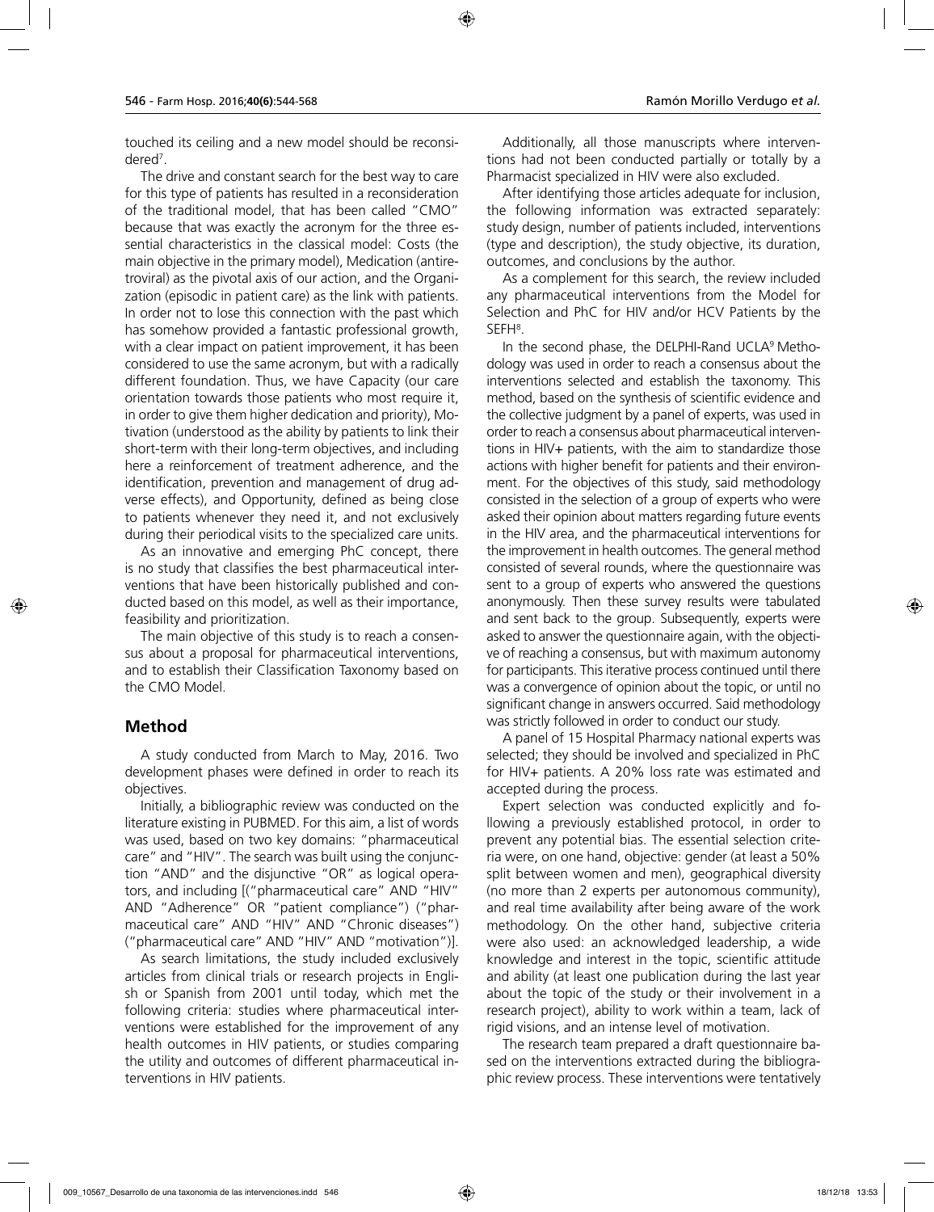touched its ceiling and a new model should be reconsidered[7].

The drive and constant search for the best way to care for this type of patients has resulted in a reconsideration of the traditional model, that has been called "CMO" because that was exactly the acronym for the three essential characteristics in the classical model: Costs (the main objective in the primary model), Medication (antiretroviral) as the pivotal axis of our action, and the Organization (episodic in patient care) as the link with patients. In order not to lose this connection with the past which has somehow provided a fantastic professional growth, with a clear impact on patient improvement, it has been considered to use the same acronym, but with a radically different foundation. Thus, we have Capacity (our care orientation towards those patients who most require it, in order to give them higher dedication and priority), Motivation (understood as the ability by patients to link their short-term with their long-term objectives, and including here a reinforcement of treatment adherence, and the identification, prevention and management of drug adverse effects), and Opportunity, defined as being close to patients whenever they need it, and not exclusively during their periodical visits to the specialized care units.

As an innovative and emerging PhC concept, there is no study that classifies the best pharmaceutical interventions that have been historically published and conducted based on this model, as well as their importance, feasibility and prioritization.

The main objective of this study is to reach a consensus about a proposal for pharmaceutical interventions, and to establish their Classification Taxonomy based on the CMO Model.

## Method

A study conducted from March to May, 2016. Two development phases were defined in order to reach its objectives.

Initially, a bibliographic review was conducted on the literature existing in PUBMED. For this aim, a list of words was used, based on two key domains: "pharmaceutical care" and "HIV". The search was built using the conjunction "AND" and the disjunctive "OR" as logical operators, and including [("pharmaceutical care" AND "HIV" AND "Adherence" OR "patient compliance") ("pharmaceutical care" AND "HIV" AND "Chronic diseases") ("pharmaceutical care" AND "HIV" AND "motivation")].

As search limitations, the study included exclusively articles from clinical trials or research projects in English or Spanish from 2001 until today, which met the following criteria: studies where pharmaceutical interventions were established for the improvement of any health outcomes in HIV patients, or studies comparing the utility and outcomes of different pharmaceutical interventions in HIV patients.

Additionally, all those manuscripts where interventions had not been conducted partially or totally by a Pharmacist specialized in HIV were also excluded.

After identifying those articles adequate for inclusion, the following information was extracted separately: study design, number of patients included, interventions (type and description), the study objective, its duration, outcomes, and conclusions by the author.

As a complement for this search, the review included any pharmaceutical interventions from the Model for Selection and PhC for HIV and/or HCV Patients by the SEFH[8].

In the second phase, the DELPHI-Rand UCLA[9] Methodology was used in order to reach a consensus about the interventions selected and establish the taxonomy. This method, based on the synthesis of scientific evidence and the collective judgment by a panel of experts, was used in order to reach a consensus about pharmaceutical interventions in HIV+ patients, with the aim to standardize those actions with higher benefit for patients and their environment. For the objectives of this study, said methodology consisted in the selection of a group of experts who were asked their opinion about matters regarding future events in the HIV area, and the pharmaceutical interventions for the improvement in health outcomes. The general method consisted of several rounds, where the questionnaire was sent to a group of experts who answered the questions anonymously. Then these survey results were tabulated and sent back to the group. Subsequently, experts were asked to answer the questionnaire again, with the objective of reaching a consensus, but with maximum autonomy for participants. This iterative process continued until there was a convergence of opinion about the topic, or until no significant change in answers occurred. Said methodology was strictly followed in order to conduct our study.

A panel of 15 Hospital Pharmacy national experts was selected; they should be involved and specialized in PhC for HIV+ patients. A 20% loss rate was estimated and accepted during the process.

Expert selection was conducted explicitly and following a previously established protocol, in order to prevent any potential bias. The essential selection criteria were, on one hand, objective: gender (at least a 50% split between women and men), geographical diversity (no more than 2 experts per autonomous community), and real time availability after being aware of the work methodology. On the other hand, subjective criteria were also used: an acknowledged leadership, a wide knowledge and interest in the topic, scientific attitude and ability (at least one publication during the last year about the topic of the study or their involvement in a research project), ability to work within a team, lack of rigid visions, and an intense level of motivation.

The research team prepared a draft questionnaire based on the interventions extracted during the bibliographic review process. These interventions were tentatively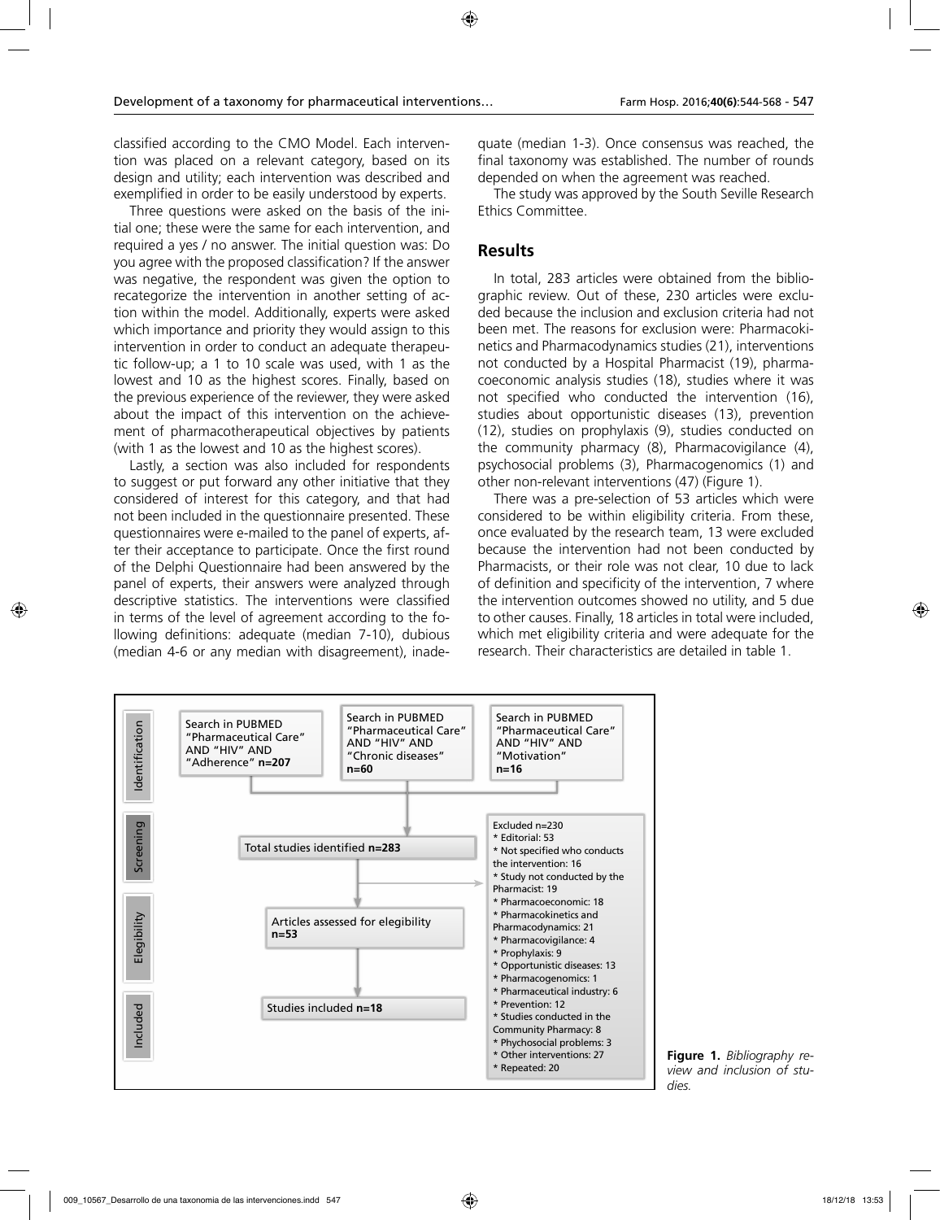classified according to the CMO Model. Each intervention was placed on a relevant category, based on its design and utility; each intervention was described and exemplified in order to be easily understood by experts.

Three questions were asked on the basis of the initial one; these were the same for each intervention, and required a yes / no answer. The initial question was: Do you agree with the proposed classification? If the answer was negative, the respondent was given the option to recategorize the intervention in another setting of action within the model. Additionally, experts were asked which importance and priority they would assign to this intervention in order to conduct an adequate therapeutic follow-up; a 1 to 10 scale was used, with 1 as the lowest and 10 as the highest scores. Finally, based on the previous experience of the reviewer, they were asked about the impact of this intervention on the achievement of pharmacotherapeutical objectives by patients (with 1 as the lowest and 10 as the highest scores).

Lastly, a section was also included for respondents to suggest or put forward any other initiative that they considered of interest for this category, and that had not been included in the questionnaire presented. These questionnaires were e-mailed to the panel of experts, after their acceptance to participate. Once the first round of the Delphi Questionnaire had been answered by the panel of experts, their answers were analyzed through descriptive statistics. The interventions were classified in terms of the level of agreement according to the following definitions: adequate (median 7-10), dubious (median 4-6 or any median with disagreement), inadequate (median 1-3). Once consensus was reached, the final taxonomy was established. The number of rounds depended on when the agreement was reached.

The study was approved by the South Seville Research Ethics Committee.

## Results

In total, 283 articles were obtained from the bibliographic review. Out of these, 230 articles were excluded because the inclusion and exclusion criteria had not been met. The reasons for exclusion were: Pharmacokinetics and Pharmacodynamics studies (21), interventions not conducted by a Hospital Pharmacist (19), pharmacoeconomic analysis studies (18), studies where it was not specified who conducted the intervention (16), studies about opportunistic diseases (13), prevention (12), studies on prophylaxis (9), studies conducted on the community pharmacy (8), Pharmacovigilance (4), psychosocial problems (3), Pharmacogenomics (1) and other non-relevant interventions (47) (Figure 1).

There was a pre-selection of 53 articles which were considered to be within eligibility criteria. From these, once evaluated by the research team, 13 were excluded because the intervention had not been conducted by Pharmacists, or their role was not clear, 10 due to lack of definition and specificity of the intervention, 7 where the intervention outcomes showed no utility, and 5 due to other causes. Finally, 18 articles in total were included, which met eligibility criteria and were adequate for the research. Their characteristics are detailed in table 1.

Identification

Search in PUBMED "Pharmaceutical Care" AND "HIV" AND "Adherence" **n=207**

Search in PUBMED "Pharmaceutical Care" AND "HIV" AND "Chronic diseases" **n=60**

Search in PUBMED "Pharmaceutical Care" AND "HIV" AND "Motivation" **n=16**

Screening

Total studies identified **n=283**

Excluded n=230
* Editorial: 53
* Not specified who conducts the intervention: 16
* Study not conducted by the Pharmacist: 19
* Pharmacoeconomic: 18
* Pharmacokinetics and Pharmacodynamics: 21
* Pharmacovigilance: 4
* Prophylaxis: 9
* Opportunistic diseases: 13
* Pharmacogenomics: 1
* Pharmaceutical industry: 6
* Prevention: 12
* Studies conducted in the Community Pharmacy: 8
* Phychosocial problems: 3
* Other interventions: 27
* Repeated: 20

Elegibility

Articles assessed for elegibility **n=53**

Included

Studies included **n=18**

**Figure 1.** *Bibliography review and inclusion of studies.*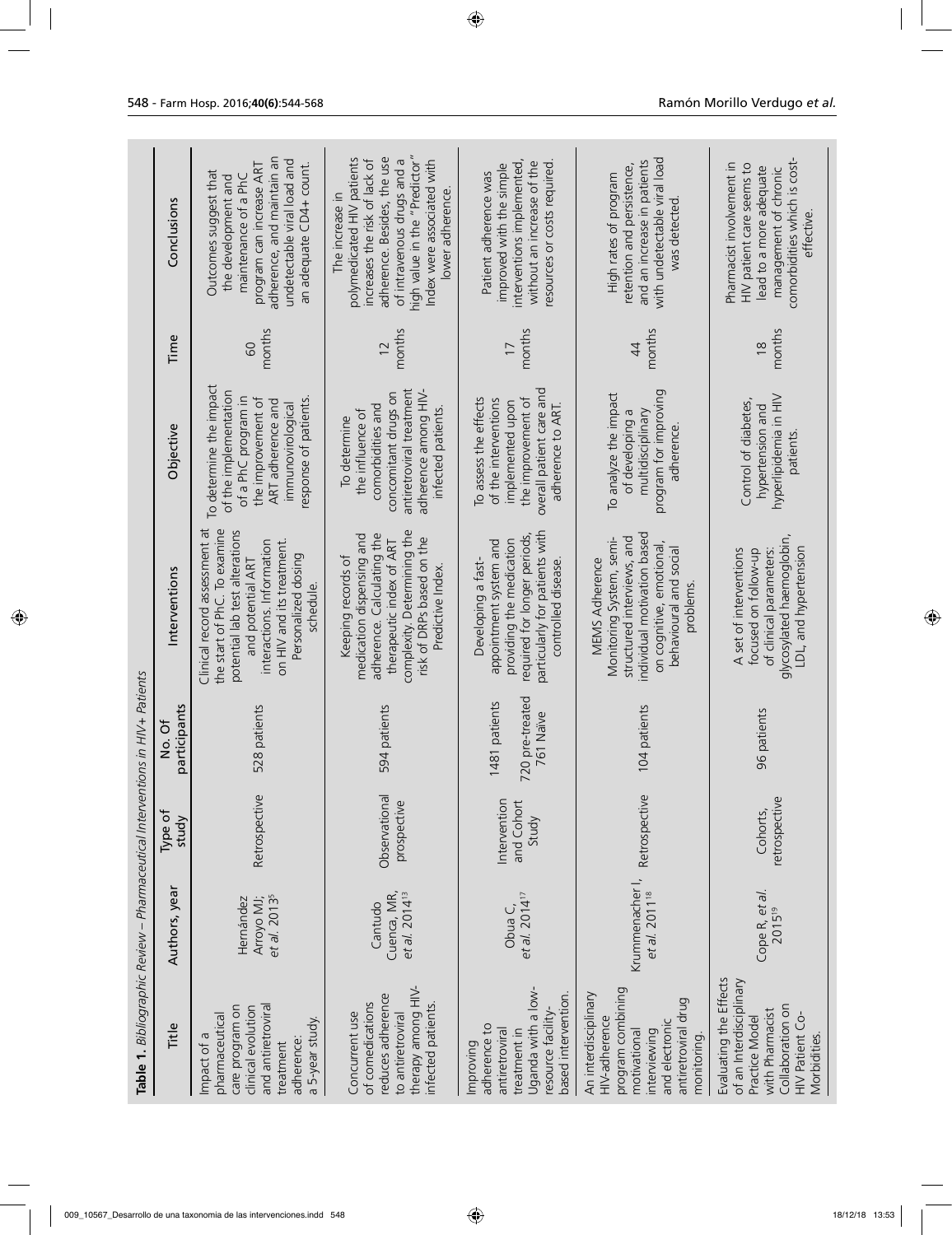**Table 1.** *Bibliographic Review – Pharmaceutical Interventions in HIV+ Patients*

| Title | Authors, year | Type of study | No. Of participants | Interventions | Objective | Time | Conclusions |
|---|---|---|---|---|---|---|---|
| Impact of a pharmaceutical care program on clinical evolution and antiretroviral treatment adherence: a 5-year study. | Hernández Arroyo MJ; *et al.* 2013[5] | Retrospective | 528 patients | Clinical record assessment at the start of PhC. To examine potential lab test alterations and potential ART interactions. Information on HIV and its treatment. Personalized dosing schedule. | To determine the impact of the implementation of a PhC program in the improvement of ART adherence and immunovirological response of patients. | 60 months | Outcomes suggest that the development and maintenance of a PhC program can increase ART adherence, and maintain an undetectable viral load and an adequate CD4+ count. |
| Concurrent use of comedications reduces adherence to antiretroviral therapy among HIV-infected patients. | Cantudo Cuenca, MR, *et al.* 2014[13] | Observational prospective | 594 patients | Keeping records of medication dispensing and adherence. Calculating the therapeutic index of ART complexity. Determining the risk of DRPs based on the Predictive Index. | To determine the influence of comorbidities and concomitant drugs on antiretroviral treatment adherence among HIV-infected patients. | 12 months | The increase in polymedicated HIV patients increases the risk of lack of adherence. Besides, the use of intravenous drugs and a high value in the "Predictor" Index were associated with lower adherence. |
| Improving adherence to antiretroviral treatment in Uganda with a low-resource facility-based intervention. | Obua C, *et al.* 2014[17] | Intervention and Cohort Study | 1481 patients 720 pre-treated 761 Naïve | Developing a fast-appointment system and providing the medication required for longer periods, particularly for patients with controlled disease. | To assess the effects of the interventions implemented upon the improvement of overall patient care and adherence to ART. | 17 months | Patient adherence was improved with the simple interventions implemented, without an increase of the resources or costs required. |
| An interdisciplinary HIV-adherence program combining motivational interviewing and electronic antiretroviral drug monitoring. | Krummenacher I, *et al.* 2011[18] | Retrospective | 104 patients | MEMS Adherence Monitoring System, semi-structured interviews, and individual motivation based on cognitive, emotional, behavioural and social problems. | To analyze the impact of developing a multidisciplinary program for improving adherence. | 44 months | High rates of program retention and persistence, and an increase in patients with undetectable viral load was detected. |
| Evaluating the Effects of an Interdisciplinary Practice Model with Pharmacist Collaboration on HIV Patient Co-Morbidities. | Cope R, *et al.* 2015[19] | Cohorts, retrospective | 96 patients | A set of interventions focused on follow-up of clinical parameters: glycosylated haemoglobin, LDL, and hypertension | Control of diabetes, hypertension and hyperlipidemia in HIV patients. | 18 months | Pharmacist involvement in HIV patient care seems to lead to a more adequate management of chronic comorbidities which is cost-effective. |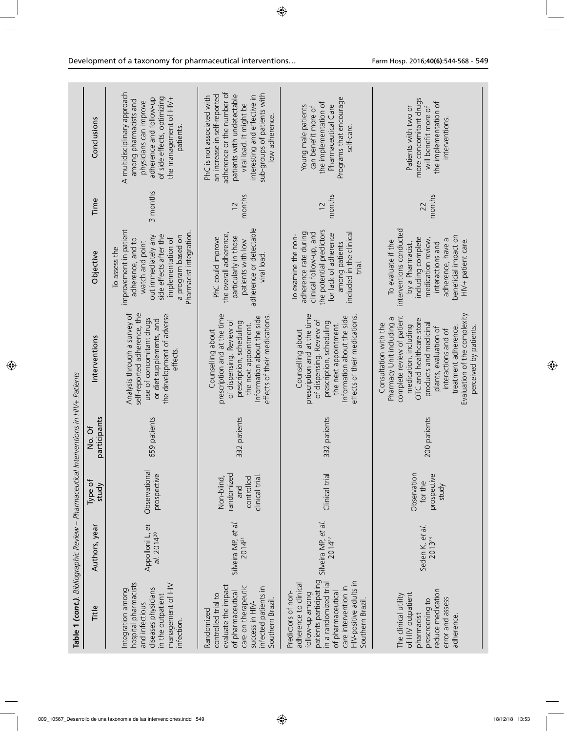**Table 1 (cont.).** *Bibliographic Review – Pharmaceutical Interventions in HIV+ Patients*

| Title | Authors, year | Type of study | No. Of participants | Interventions | Objective | Time | Conclusions |
|---|---|---|---|---|---|---|---|
| Integration among hospital pharmacists and infectious diseases physicians in the outpatient management of HIV infection. | Appolloni L, *et al.* 2014[20] | Observational prospective | 659 patients | Analysis through a survey of self-reported adherence, the use of concomitant drugs or diet supplements, and the development of adverse effects. | To assess the improvement in patient adherence, and to watch and point out immediately any side effects after the implementation of a program based on Pharmacist integration. | 3 months | A multidisciplinary approach among pharmacists and physicians can improve adherence and follow-up of side effects, optimizing the management of HIV+ patients. |
| Randomized controlled trial to evaluate the impact of pharmaceutical care on therapeutic success in HIV-infected patients in Southern Brazil. | Silveira MP, *et al.* 2014[21] | Non-blind, randomized and controlled clinical trial. | 332 patients | Counselling about prescription and at the time of dispensing. Review of prescription, scheduling the next appointment. Information about the side effects of their medications. | PhC could improve the overall adherence, particularly in those patients with low adherence or detectable viral load. | 12 months | PhC is not associated with an increase in self-reported adherence or the number of patients with undetectable viral load. It might be interesting and effective in sub-groups of patients with low adherence. |
| Predictors of non-adherence to clinical follow-up among patients participating in a randomized trial of pharmaceutical care intervention in HIV-positive adults in Southern Brazil. | Silveira MP, *et al.* 2014[22] | Clinical trial | 332 patients | Counselling about prescription and at the time of dispensing. Review of prescription, scheduling the next appointment. Information about the side effects of their medications. | To examine the non-adherence rate during clinical follow-up, and the potential predictors for lack of adherence among patients included in the clinical trial. | 12 months | Young male patients can benefit more of the implementation of Pharmaceutical Care Programs that encourage self-care. |
| The clinical utility of HIV outpatient pharmacist prescreening to reduce medication error and assess adherence. | Seden K, *et al.* 2013[23] | Observation for the prospective study | 200 patients | Consultation with the Pharmacy Unit including a complete review of patient medication, including OTC and healthcare store products and medicinal plants, evaluation of interactions and of treatment adherence. Evaluation of the complexity perceived by patients. | To evaluate if the interventions conducted by a Pharmacist, including complete medication review, interactions and adherence, have a beneficial impact on HIV+ patient care. | 22 months | Patients with two or more concomitant drugs will benefit more of the implementation of interventions. |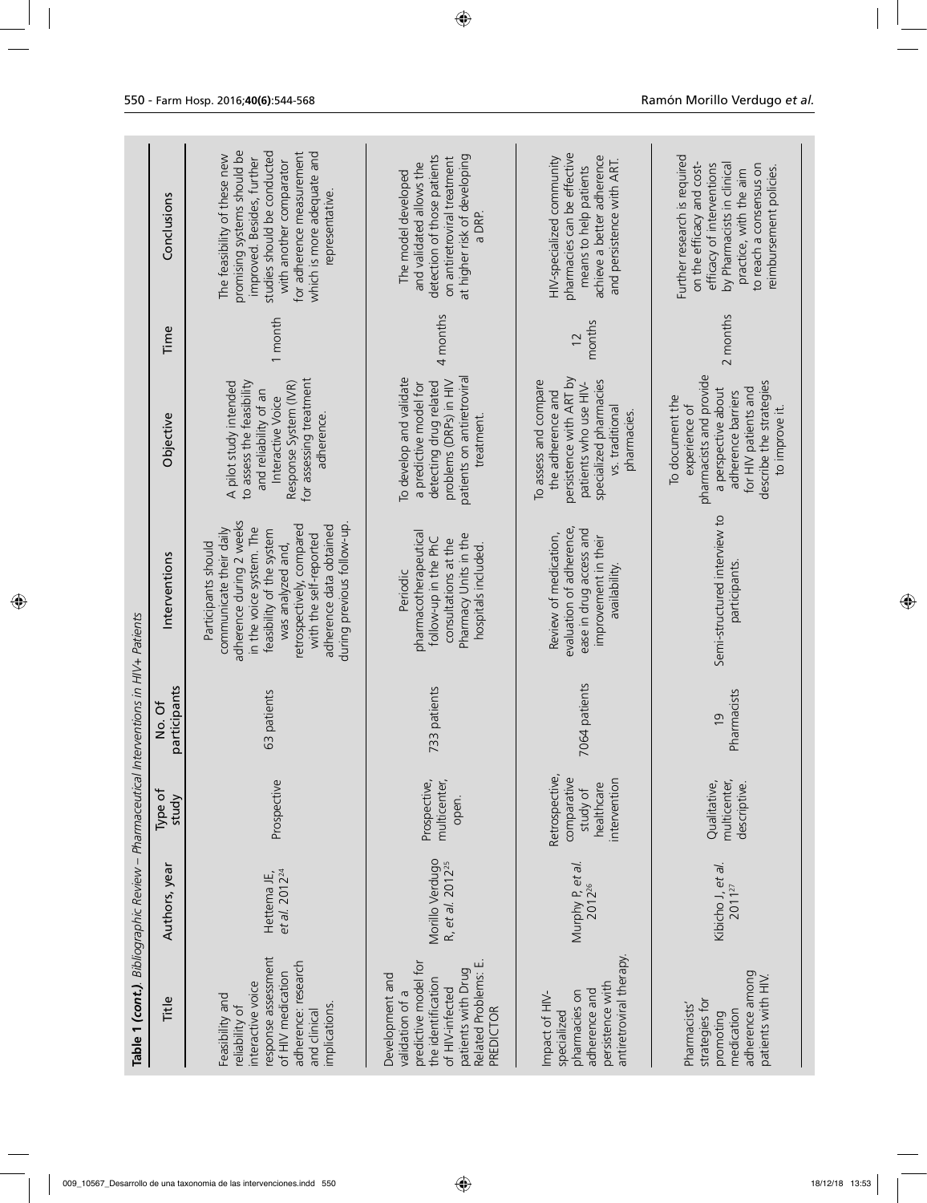**Table 1 (cont.).** *Bibliographic Review – Pharmaceutical Interventions in HIV+ Patients*

| Title | Authors, year | Type of study | No. Of participants | Interventions | Objective | Time | Conclusions |
|---|---|---|---|---|---|---|---|
| Feasibility and reliability of interactive voice response assessment of HIV medication adherence: research and clinical implications. | Hettema JE, *et al.* 2012[24] | Prospective | 63 patients | Participants should communicate their daily adherence during 2 weeks in the voice system. The feasibility of the system was analyzed and, retrospectively, compared with the self-reported adherence data obtained during previous follow-up. | A pilot study intended to assess the feasibility and reliability of an Interactive Voice Response System (IVR) for assessing treatment adherence. | 1 month | The feasibility of these new promising systems should be improved. Besides, further studies should be conducted with another comparator for adherence measurement which is more adequate and representative. |
| Development and validation of a predictive model for the identification of HIV-infected patients with Drug Related Problems: E. PREDICTOR | Morillo Verdugo R, *et al.* 2012[25] | Prospective, multicenter, open. | 733 patients | Periodic pharmacotherapeutical follow-up in the PhC consultations at the Pharmacy Units in the hospitals included. | To develop and validate a predictive model for detecting drug related problems (DRPs) in HIV patients on antiretroviral treatment. | 4 months | The model developed and validated allows the detection of those patients on antiretroviral treatment at higher risk of developing a DRP. |
| Impact of HIV-specialized pharmacies on adherence and persistence with antiretroviral therapy. | Murphy P, *et al.* 2012[26] | Retrospective, comparative study of healthcare intervention | 7064 patients | Review of medication, evaluation of adherence, ease in drug access and improvement in their availability. | To assess and compare the adherence and persistence with ART by patients who use HIV-specialized pharmacies vs. traditional pharmacies. | 12 months | HIV-specialized community pharmacies can be effective means to help patients achieve a better adherence and persistence with ART. |
| Pharmacists' strategies for promoting medication adherence among patients with HIV. | Kibicho J, *et al.* 2011[27] | Qualitative, multicenter, descriptive. | 19 Pharmacists | Semi-structured interview to participants. | To document the experience of pharmacists and provide a perspective about adherence barriers for HIV patients and describe the strategies to improve it. | 2 months | Further research is required on the efficacy and cost-efficacy of interventions by Pharmacists in clinical practice, with the aim to reach a consensus on reimbursement policies. |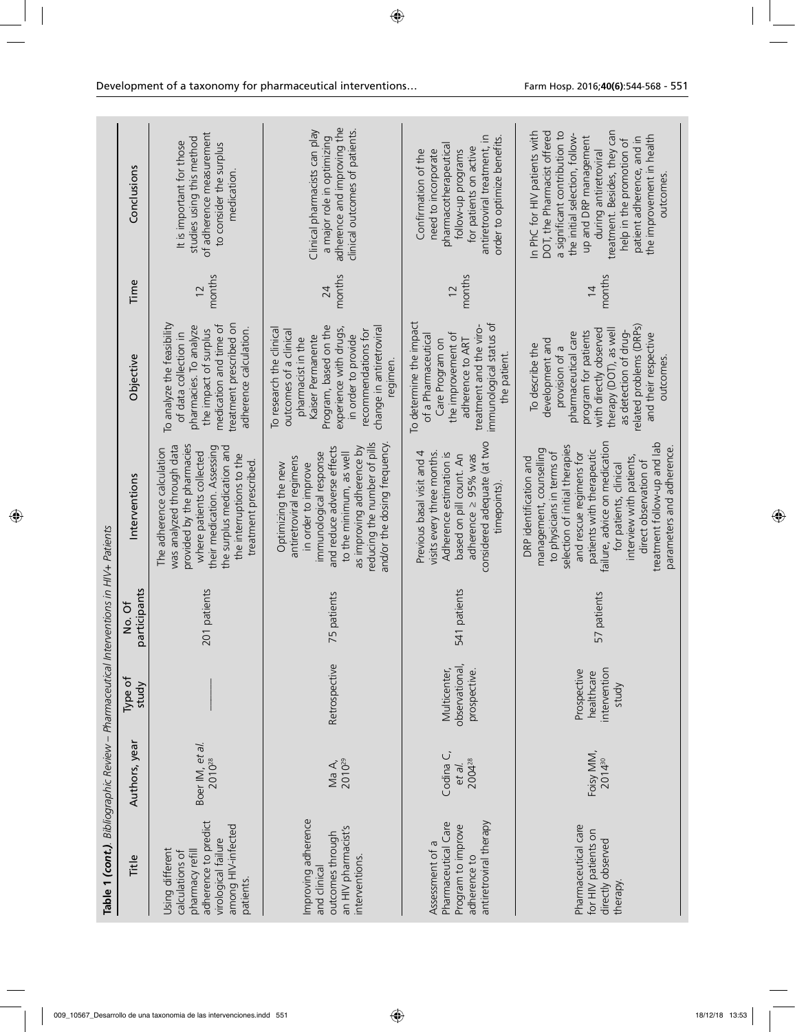**Table 1 (cont.).** *Bibliographic Review – Pharmaceutical Interventions in HIV+ Patients*

| Title | Authors, year | Type of study | No. Of participants | Interventions | Objective | Time | Conclusions |
|---|---|---|---|---|---|---|---|
| Using different calculations of pharmacy refill adherence to predict virological failure among HIV-infected patients. | Boer IM, *et al.* 2010[28] | ______ | 201 patients | The adherence calculation was analyzed through data provided by the pharmacies where patients collected their medication. Assessing the surplus medication and the interruptions to the treatment prescribed. | To analyze the feasibility of data collection in pharmacies. To analyze the impact of surplus medication and time of treatment prescribed on adherence calculation. | 12 months | It is important for those studies using this method of adherence measurement to consider the surplus medication. |
| Improving adherence and clinical outcomes through an HIV pharmacist's interventions. | Ma A, 2010[29] | Retrospective | 75 patients | Optimizing the new antiretroviral regimens in order to improve immunological response and reduce adverse effects to the minimum, as well as improving adherence by reducing the number of pills and/or the dosing frequency. | To research the clinical outcomes of a clinical pharmacist in the Kaiser Permanente Program, based on the experience with drugs, in order to provide recommendations for change in antiretroviral regimen. | 24 months | Clinical pharmacists can play a major role in optimizing adherence and improving the clinical outcomes of patients. |
| Assessment of a Pharmaceutical Care Program to improve adherence to antiretroviral therapy | Codina C, *et al.* 2004[28] | Multicenter, observational, prospective. | 541 patients | Previous basal visit and 4 visits every three months. Adherence estimation is based on pill count. An adherence ≥ 95% was considered adequate (at two timepoints). | To determine the impact of a Pharmaceutical Care Program on the improvement of adherence to ART treatment and the viro-immunological status of the patient. | 12 months | Confirmation of the need to incorporate pharmacotherapeutical follow-up programs for patients on active antiretroviral treatment, in order to optimize benefits. |
| Pharmaceutical care for HIV patients on directly observed therapy. | Foisy MM, 2014[30] | Prospective healthcare intervention study | 57 patients | DRP identification and management, counselling to physicians in terms of selection of initial therapies and rescue regimens for patients with therapeutic failure, advice on medication for patients, clinical interview with patients, direct observation of treatment follow-up and lab parameters and adherence. | To describe the development and provision of a pharmaceutical care program for patients with directly observed therapy (DOT), as well as detection of drug-related problems (DRPs) and their respective outcomes. | 14 months | In PhC for HIV patients with DOT, the Pharmacist offered a significant contribution to the initial selection, follow-up and DRP management during antiretroviral treatment. Besides, they can help in the promotion of patient adherence, and in the improvement in health outcomes. |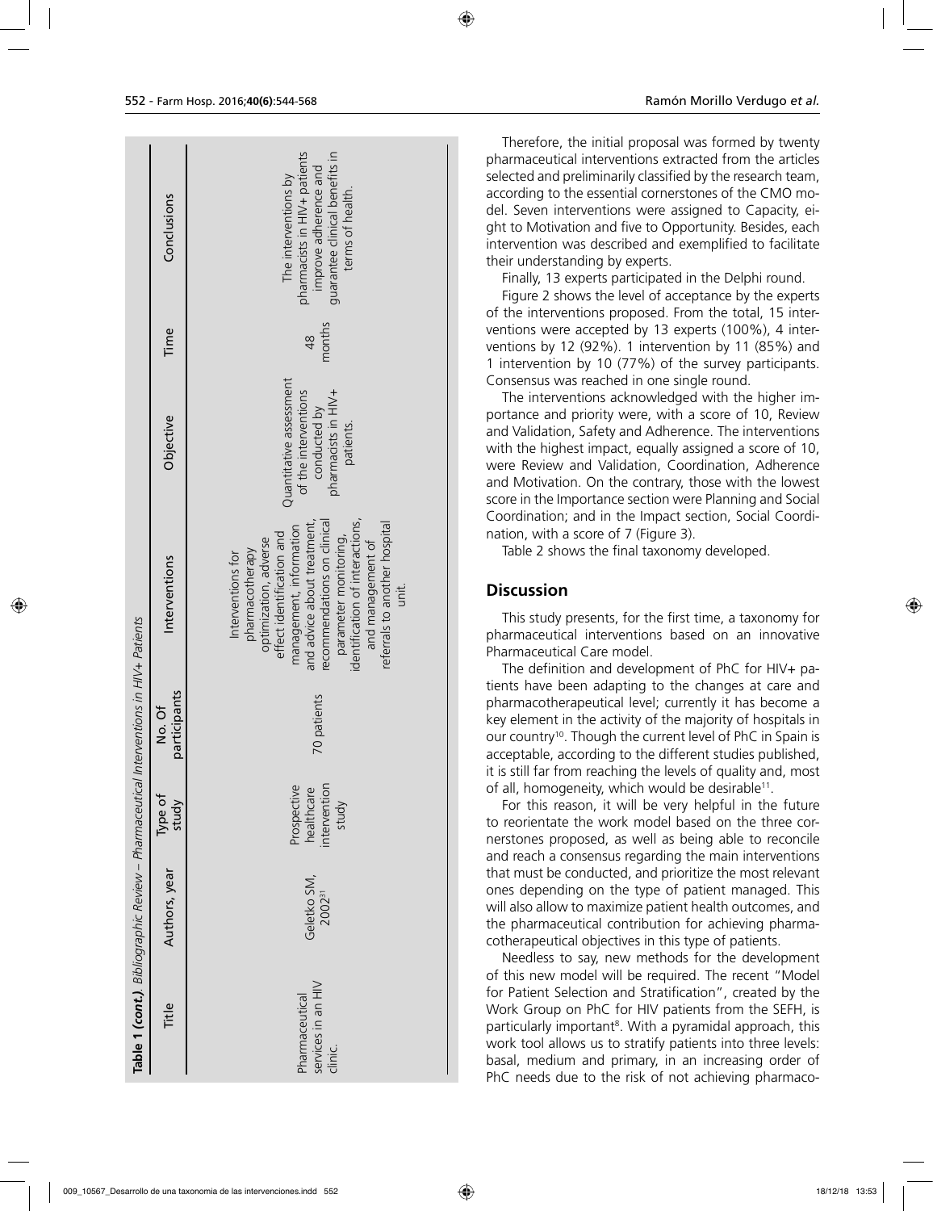**Table 1 (cont.).** *Bibliographic Review – Pharmaceutical Interventions in HIV+ Patients*

| Title | Authors, year | Type of study | No. Of participants | Interventions | Objective | Time | Conclusions |
|---|---|---|---|---|---|---|---|
| Pharmaceutical services in an HIV clinic. | Geletko SM, 2002[31] | Prospective healthcare intervention study | 70 patients | Interventions for pharmacotherapy optimization, adverse effect identification and management, information and advice about treatment, recommendations on clinical parameter monitoring, identification of interactions, and management of referrals to another hospital unit. | Quantitative assessment of the interventions conducted by pharmacists in HIV+ patients. | 48 months | The interventions by pharmacists in HIV+ patients improve adherence and guarantee clinical benefits in terms of health. |

Therefore, the initial proposal was formed by twenty pharmaceutical interventions extracted from the articles selected and preliminarily classified by the research team, according to the essential cornerstones of the CMO model. Seven interventions were assigned to Capacity, eight to Motivation and five to Opportunity. Besides, each intervention was described and exemplified to facilitate their understanding by experts.

Finally, 13 experts participated in the Delphi round.

Figure 2 shows the level of acceptance by the experts of the interventions proposed. From the total, 15 interventions were accepted by 13 experts (100%), 4 interventions by 12 (92%). 1 intervention by 11 (85%) and 1 intervention by 10 (77%) of the survey participants. Consensus was reached in one single round.

The interventions acknowledged with the higher importance and priority were, with a score of 10, Review and Validation, Safety and Adherence. The interventions with the highest impact, equally assigned a score of 10, were Review and Validation, Coordination, Adherence and Motivation. On the contrary, those with the lowest score in the Importance section were Planning and Social Coordination; and in the Impact section, Social Coordination, with a score of 7 (Figure 3).

Table 2 shows the final taxonomy developed.

## Discussion

This study presents, for the first time, a taxonomy for pharmaceutical interventions based on an innovative Pharmaceutical Care model.

The definition and development of PhC for HIV+ patients have been adapting to the changes at care and pharmacotherapeutical level; currently it has become a key element in the activity of the majority of hospitals in our country[10]. Though the current level of PhC in Spain is acceptable, according to the different studies published, it is still far from reaching the levels of quality and, most of all, homogeneity, which would be desirable[11].

For this reason, it will be very helpful in the future to reorientate the work model based on the three cornerstones proposed, as well as being able to reconcile and reach a consensus regarding the main interventions that must be conducted, and prioritize the most relevant ones depending on the type of patient managed. This will also allow to maximize patient health outcomes, and the pharmaceutical contribution for achieving pharmacotherapeutical objectives in this type of patients.

Needless to say, new methods for the development of this new model will be required. The recent "Model for Patient Selection and Stratification", created by the Work Group on PhC for HIV patients from the SEFH, is particularly important[8]. With a pyramidal approach, this work tool allows us to stratify patients into three levels: basal, medium and primary, in an increasing order of PhC needs due to the risk of not achieving pharmaco-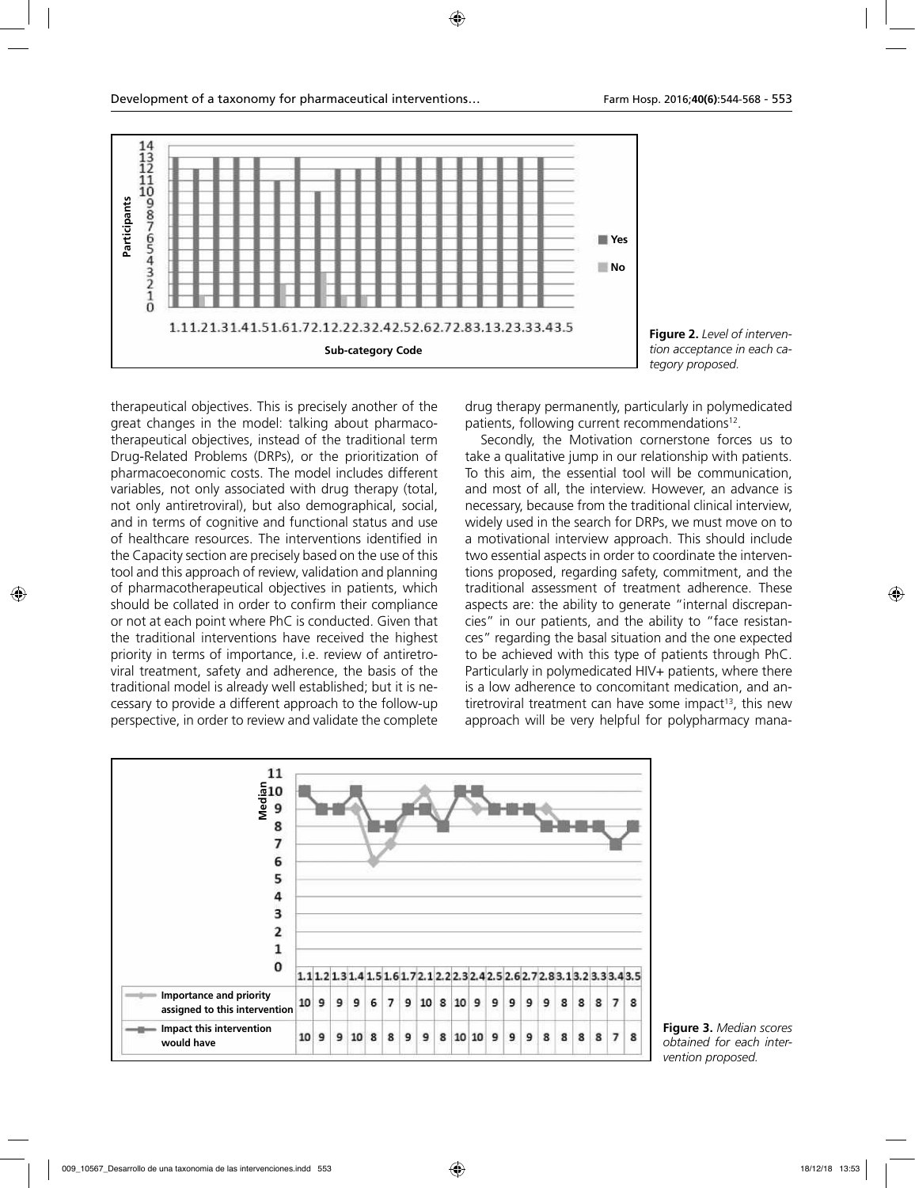**Figure 2.** *Level of intervention acceptance in each category proposed.*

therapeutical objectives. This is precisely another of the great changes in the model: talking about pharmacotherapeutical objectives, instead of the traditional term Drug-Related Problems (DRPs), or the prioritization of pharmacoeconomic costs. The model includes different variables, not only associated with drug therapy (total, not only antiretroviral), but also demographical, social, and in terms of cognitive and functional status and use of healthcare resources. The interventions identified in the Capacity section are precisely based on the use of this tool and this approach of review, validation and planning of pharmacotherapeutical objectives in patients, which should be collated in order to confirm their compliance or not at each point where PhC is conducted. Given that the traditional interventions have received the highest priority in terms of importance, i.e. review of antiretroviral treatment, safety and adherence, the basis of the traditional model is already well established; but it is necessary to provide a different approach to the follow-up perspective, in order to review and validate the complete drug therapy permanently, particularly in polymedicated patients, following current recommendations[12].

Secondly, the Motivation cornerstone forces us to take a qualitative jump in our relationship with patients. To this aim, the essential tool will be communication, and most of all, the interview. However, an advance is necessary, because from the traditional clinical interview, widely used in the search for DRPs, we must move on to a motivational interview approach. This should include two essential aspects in order to coordinate the interventions proposed, regarding safety, commitment, and the traditional assessment of treatment adherence. These aspects are: the ability to generate "internal discrepancies" in our patients, and the ability to "face resistances" regarding the basal situation and the one expected to be achieved with this type of patients through PhC. Particularly in polymedicated HIV+ patients, where there is a low adherence to concomitant medication, and antiretroviral treatment can have some impact[13], this new approach will be very helpful for polypharmacy mana-

| | 1.1 | 1.2 | 1.3 | 1.4 | 1.5 | 1.6 | 1.7 | 2.1 | 2.2 | 2.3 | 2.4 | 2.5 | 2.6 | 2.7 | 2.8 | 3.1 | 3.2 | 3.3 | 3.4 | 3.5 |
|---|---|---|---|---|---|---|---|---|---|---|---|---|---|---|---|---|---|---|---|---|
| Importance and priority assigned to this intervention | 10 | 9 | 9 | 9 | 6 | 7 | 9 | 10 | 8 | 10 | 9 | 9 | 9 | 9 | 9 | 8 | 8 | 8 | 7 | 8 |
| Impact this intervention would have | 10 | 9 | 9 | 10 | 8 | 8 | 9 | 9 | 8 | 10 | 10 | 9 | 9 | 9 | 8 | 8 | 8 | 8 | 7 | 8 |

**Figure 3.** *Median scores obtained for each intervention proposed.*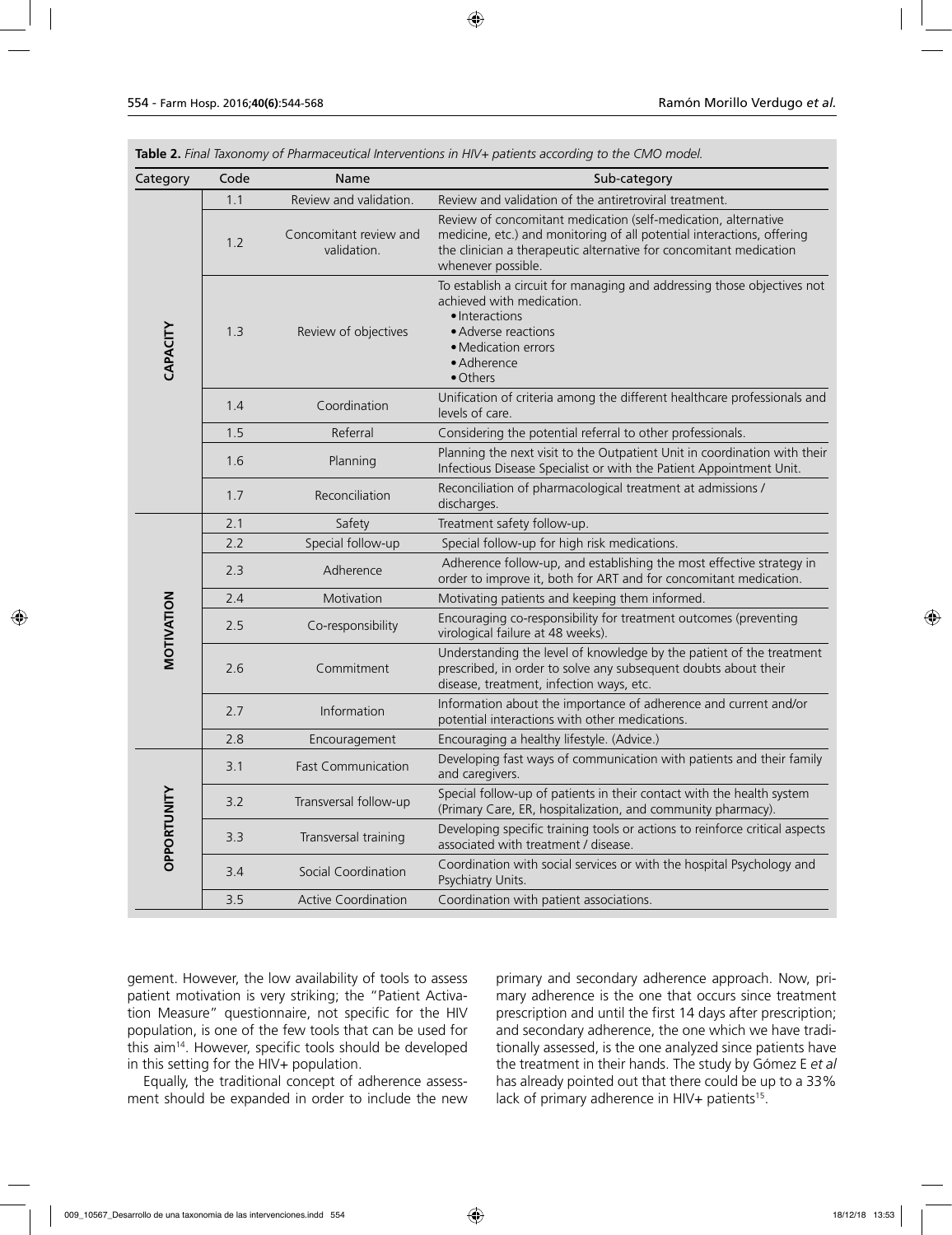**Table 2.** *Final Taxonomy of Pharmaceutical Interventions in HIV+ patients according to the CMO model.*

| Category | Code | Name | Sub-category |
|---|---|---|---|
| CAPACITY | 1.1 | Review and validation. | Review and validation of the antiretroviral treatment. |
| | 1.2 | Concomitant review and validation. | Review of concomitant medication (self-medication, alternative medicine, etc.) and monitoring of all potential interactions, offering the clinician a therapeutic alternative for concomitant medication whenever possible. |
| | 1.3 | Review of objectives | To establish a circuit for managing and addressing those objectives not achieved with medication. • Interactions • Adverse reactions • Medication errors • Adherence • Others |
| | 1.4 | Coordination | Unification of criteria among the different healthcare professionals and levels of care. |
| | 1.5 | Referral | Considering the potential referral to other professionals. |
| | 1.6 | Planning | Planning the next visit to the Outpatient Unit in coordination with their Infectious Disease Specialist or with the Patient Appointment Unit. |
| | 1.7 | Reconciliation | Reconciliation of pharmacological treatment at admissions / discharges. |
| MOTIVATION | 2.1 | Safety | Treatment safety follow-up. |
| | 2.2 | Special follow-up | Special follow-up for high risk medications. |
| | 2.3 | Adherence | Adherence follow-up, and establishing the most effective strategy in order to improve it, both for ART and for concomitant medication. |
| | 2.4 | Motivation | Motivating patients and keeping them informed. |
| | 2.5 | Co-responsibility | Encouraging co-responsibility for treatment outcomes (preventing virological failure at 48 weeks). |
| | 2.6 | Commitment | Understanding the level of knowledge by the patient of the treatment prescribed, in order to solve any subsequent doubts about their disease, treatment, infection ways, etc. |
| | 2.7 | Information | Information about the importance of adherence and current and/or potential interactions with other medications. |
| | 2.8 | Encouragement | Encouraging a healthy lifestyle. (Advice.) |
| OPPORTUNITY | 3.1 | Fast Communication | Developing fast ways of communication with patients and their family and caregivers. |
| | 3.2 | Transversal follow-up | Special follow-up of patients in their contact with the health system (Primary Care, ER, hospitalization, and community pharmacy). |
| | 3.3 | Transversal training | Developing specific training tools or actions to reinforce critical aspects associated with treatment / disease. |
| | 3.4 | Social Coordination | Coordination with social services or with the hospital Psychology and Psychiatry Units. |
| | 3.5 | Active Coordination | Coordination with patient associations. |

gement. However, the low availability of tools to assess patient motivation is very striking; the "Patient Activation Measure" questionnaire, not specific for the HIV population, is one of the few tools that can be used for this aim[14]. However, specific tools should be developed in this setting for the HIV+ population.

Equally, the traditional concept of adherence assessment should be expanded in order to include the new primary and secondary adherence approach. Now, primary adherence is the one that occurs since treatment prescription and until the first 14 days after prescription; and secondary adherence, the one which we have traditionally assessed, is the one analyzed since patients have the treatment in their hands. The study by Gómez E *et al* has already pointed out that there could be up to a 33% lack of primary adherence in HIV+ patients[15].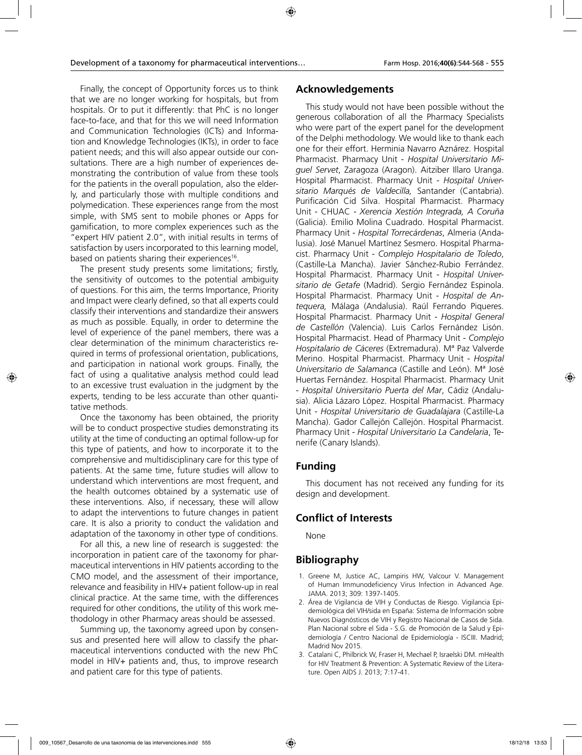Finally, the concept of Opportunity forces us to think that we are no longer working for hospitals, but from hospitals. Or to put it differently: that PhC is no longer face-to-face, and that for this we will need Information and Communication Technologies (ICTs) and Information and Knowledge Technologies (IKTs), in order to face patient needs; and this will also appear outside our consultations. There are a high number of experiences demonstrating the contribution of value from these tools for the patients in the overall population, also the elderly, and particularly those with multiple conditions and polymedication. These experiences range from the most simple, with SMS sent to mobile phones or Apps for gamification, to more complex experiences such as the "expert HIV patient 2.0", with initial results in terms of satisfaction by users incorporated to this learning model, based on patients sharing their experiences[16].

The present study presents some limitations; firstly, the sensitivity of outcomes to the potential ambiguity of questions. For this aim, the terms Importance, Priority and Impact were clearly defined, so that all experts could classify their interventions and standardize their answers as much as possible. Equally, in order to determine the level of experience of the panel members, there was a clear determination of the minimum characteristics required in terms of professional orientation, publications, and participation in national work groups. Finally, the fact of using a qualitative analysis method could lead to an excessive trust evaluation in the judgment by the experts, tending to be less accurate than other quantitative methods.

Once the taxonomy has been obtained, the priority will be to conduct prospective studies demonstrating its utility at the time of conducting an optimal follow-up for this type of patients, and how to incorporate it to the comprehensive and multidisciplinary care for this type of patients. At the same time, future studies will allow to understand which interventions are most frequent, and the health outcomes obtained by a systematic use of these interventions. Also, if necessary, these will allow to adapt the interventions to future changes in patient care. It is also a priority to conduct the validation and adaptation of the taxonomy in other type of conditions.

For all this, a new line of research is suggested: the incorporation in patient care of the taxonomy for pharmaceutical interventions in HIV patients according to the CMO model, and the assessment of their importance, relevance and feasibility in HIV+ patient follow-up in real clinical practice. At the same time, with the differences required for other conditions, the utility of this work methodology in other Pharmacy areas should be assessed.

Summing up, the taxonomy agreed upon by consensus and presented here will allow to classify the pharmaceutical interventions conducted with the new PhC model in HIV+ patients and, thus, to improve research and patient care for this type of patients.

## Acknowledgements

This study would not have been possible without the generous collaboration of all the Pharmacy Specialists who were part of the expert panel for the development of the Delphi methodology. We would like to thank each one for their effort. Herminia Navarro Aznárez. Hospital Pharmacist. Pharmacy Unit - *Hospital Universitario Miguel Servet*, Zaragoza (Aragon). Aitziber Illaro Uranga. Hospital Pharmacist. Pharmacy Unit - *Hospital Universitario Marqués de Valdecilla,* Santander (Cantabria). Purificación Cid Silva. Hospital Pharmacist. Pharmacy Unit - CHUAC - *Xerencia Xestión Integrada, A Coruña* (Galicia). Emilio Molina Cuadrado. Hospital Pharmacist. Pharmacy Unit - *Hospital Torrecárdenas*, Almeria (Andalusia). José Manuel Martínez Sesmero. Hospital Pharmacist. Pharmacy Unit - *Complejo Hospitalario de Toledo*, (Castille-La Mancha). Javier Sánchez-Rubio Ferrández. Hospital Pharmacist. Pharmacy Unit - *Hospital Universitario de Getafe* (Madrid). Sergio Fernández Espinola. Hospital Pharmacist. Pharmacy Unit - *Hospital de Antequera,* Málaga (Andalusia). Raúl Ferrando Piqueres. Hospital Pharmacist. Pharmacy Unit - *Hospital General de Castellón* (Valencia). Luis Carlos Fernández Lisón. Hospital Pharmacist. Head of Pharmacy Unit - *Complejo Hospitalario de Cáceres* (Extremadura). Mª Paz Valverde Merino. Hospital Pharmacist. Pharmacy Unit - *Hospital Universitario de Salamanca* (Castille and León). Mª José Huertas Fernández. Hospital Pharmacist. Pharmacy Unit - *Hospital Universitario Puerta del Mar*, Cádiz (Andalusia). Alicia Lázaro López. Hospital Pharmacist. Pharmacy Unit - *Hospital Universitario de Guadalajara* (Castille-La Mancha). Gador Callejón Callejón. Hospital Pharmacist. Pharmacy Unit - *Hospital Universitario La Candelaria*, Tenerife (Canary Islands).

## Funding

This document has not received any funding for its design and development.

## Conflict of Interests

None

## Bibliography

1. Greene M, Justice AC, Lampiris HW, Valcour V. Management of Human Immunodeficiency Virus Infection in Advanced Age. JAMA. 2013; 309: 1397-1405.
2. Área de Vigilancia de VIH y Conductas de Riesgo. Vigilancia Epidemiológica del VIH/sida en España: Sistema de Información sobre Nuevos Diagnósticos de VIH y Registro Nacional de Casos de Sida. Plan Nacional sobre el Sida - S.G. de Promoción de la Salud y Epidemiología / Centro Nacional de Epidemiología - ISCIII. Madrid; Madrid Nov 2015.
3. Catalani C, Philbrick W, Fraser H, Mechael P, Israelski DM. mHealth for HIV Treatment & Prevention: A Systematic Review of the Literature. Open AIDS J. 2013; 7:17-41.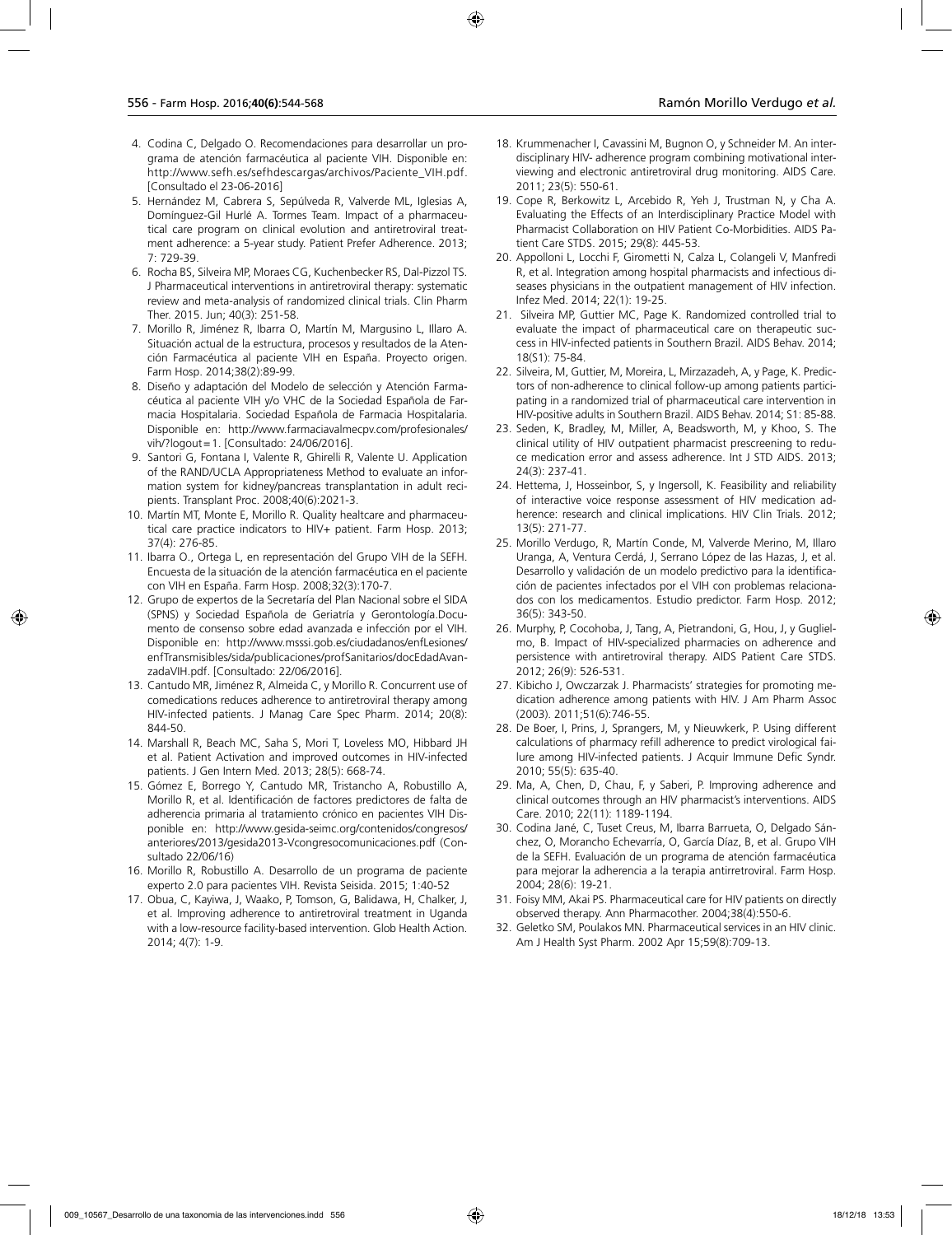4. Codina C, Delgado O. Recomendaciones para desarrollar un programa de atención farmacéutica al paciente VIH. Disponible en: http://www.sefh.es/sefhdescargas/archivos/Paciente_VIH.pdf. [Consultado el 23-06-2016]
5. Hernández M, Cabrera S, Sepúlveda R, Valverde ML, Iglesias A, Domínguez-Gil Hurlé A. Tormes Team. Impact of a pharmaceutical care program on clinical evolution and antiretroviral treatment adherence: a 5-year study. Patient Prefer Adherence. 2013; 7: 729-39.
6. Rocha BS, Silveira MP, Moraes CG, Kuchenbecker RS, Dal-Pizzol TS. J Pharmaceutical interventions in antiretroviral therapy: systematic review and meta-analysis of randomized clinical trials. Clin Pharm Ther. 2015. Jun; 40(3): 251-58.
7. Morillo R, Jiménez R, Ibarra O, Martín M, Margusino L, Illaro A. Situación actual de la estructura, procesos y resultados de la Atención Farmacéutica al paciente VIH en España. Proyecto origen. Farm Hosp. 2014;38(2):89-99.
8. Diseño y adaptación del Modelo de selección y Atención Farmacéutica al paciente VIH y/o VHC de la Sociedad Española de Farmacia Hospitalaria. Sociedad Española de Farmacia Hospitalaria. Disponible en: http://www.farmaciavalmecpv.com/profesionales/vih/?logout=1. [Consultado: 24/06/2016].
9. Santori G, Fontana I, Valente R, Ghirelli R, Valente U. Application of the RAND/UCLA Appropriateness Method to evaluate an information system for kidney/pancreas transplantation in adult recipients. Transplant Proc. 2008;40(6):2021-3.
10. Martín MT, Monte E, Morillo R. Quality healtcare and pharmaceutical care practice indicators to HIV+ patient. Farm Hosp. 2013; 37(4): 276-85.
11. Ibarra O., Ortega L, en representación del Grupo VIH de la SEFH. Encuesta de la situación de la atención farmacéutica en el paciente con VIH en España. Farm Hosp. 2008;32(3):170-7.
12. Grupo de expertos de la Secretaría del Plan Nacional sobre el SIDA (SPNS) y Sociedad Española de Geriatría y Gerontología.Documento de consenso sobre edad avanzada e infección por el VIH. Disponible en: http://www.msssi.gob.es/ciudadanos/enfLesiones/enfTransmisibles/sida/publicaciones/profSanitarios/docEdadAvanzadaVIH.pdf. [Consultado: 22/06/2016].
13. Cantudo MR, Jiménez R, Almeida C, y Morillo R. Concurrent use of comedications reduces adherence to antiretroviral therapy among HIV-infected patients. J Manag Care Spec Pharm. 2014; 20(8): 844-50.
14. Marshall R, Beach MC, Saha S, Mori T, Loveless MO, Hibbard JH et al. Patient Activation and improved outcomes in HIV-infected patients. J Gen Intern Med. 2013; 28(5): 668-74.
15. Gómez E, Borrego Y, Cantudo MR, Tristancho A, Robustillo A, Morillo R, et al. Identificación de factores predictores de falta de adherencia primaria al tratamiento crónico en pacientes VIH Disponible en: http://www.gesida-seimc.org/contenidos/congresos/anteriores/2013/gesida2013-Vcongresocomunicaciones.pdf (Consultado 22/06/16)
16. Morillo R, Robustillo A. Desarrollo de un programa de paciente experto 2.0 para pacientes VIH. Revista Seisida. 2015; 1:40-52
17. Obua, C, Kayiwa, J, Waako, P, Tomson, G, Balidawa, H, Chalker, J, et al. Improving adherence to antiretroviral treatment in Uganda with a low-resource facility-based intervention. Glob Health Action. 2014; 4(7): 1-9.
18. Krummenacher I, Cavassini M, Bugnon O, y Schneider M. An interdisciplinary HIV- adherence program combining motivational interviewing and electronic antiretroviral drug monitoring. AIDS Care. 2011; 23(5): 550-61.
19. Cope R, Berkowitz L, Arcebido R, Yeh J, Trustman N, y Cha A. Evaluating the Effects of an Interdisciplinary Practice Model with Pharmacist Collaboration on HIV Patient Co-Morbidities. AIDS Patient Care STDS. 2015; 29(8): 445-53.
20. Appolloni L, Locchi F, Girometti N, Calza L, Colangeli V, Manfredi R, et al. Integration among hospital pharmacists and infectious diseases physicians in the outpatient management of HIV infection. Infez Med. 2014; 22(1): 19-25.
21. Silveira MP, Guttier MC, Page K. Randomized controlled trial to evaluate the impact of pharmaceutical care on therapeutic success in HIV-infected patients in Southern Brazil. AIDS Behav. 2014; 18(S1): 75-84.
22. Silveira, M, Guttier, M, Moreira, L, Mirzazadeh, A, y Page, K. Predictors of non-adherence to clinical follow-up among patients participating in a randomized trial of pharmaceutical care intervention in HIV-positive adults in Southern Brazil. AIDS Behav. 2014; S1: 85-88.
23. Seden, K, Bradley, M, Miller, A, Beadsworth, M, y Khoo, S. The clinical utility of HIV outpatient pharmacist prescreening to reduce medication error and assess adherence. Int J STD AIDS. 2013; 24(3): 237-41.
24. Hettema, J, Hosseinbor, S, y Ingersoll, K. Feasibility and reliability of interactive voice response assessment of HIV medication adherence: research and clinical implications. HIV Clin Trials. 2012; 13(5): 271-77.
25. Morillo Verdugo, R, Martín Conde, M, Valverde Merino, M, Illaro Uranga, A, Ventura Cerdá, J, Serrano López de las Hazas, J, et al. Desarrollo y validación de un modelo predictivo para la identificación de pacientes infectados por el VIH con problemas relacionados con los medicamentos. Estudio predictor. Farm Hosp. 2012; 36(5): 343-50.
26. Murphy, P, Cocohoba, J, Tang, A, Pietrandoni, G, Hou, J, y Guglielmo, B. Impact of HIV-specialized pharmacies on adherence and persistence with antiretroviral therapy. AIDS Patient Care STDS. 2012; 26(9): 526-531.
27. Kibicho J, Owczarzak J. Pharmacists' strategies for promoting medication adherence among patients with HIV. J Am Pharm Assoc (2003). 2011;51(6):746-55.
28. De Boer, I, Prins, J, Sprangers, M, y Nieuwkerk, P. Using different calculations of pharmacy refill adherence to predict virological failure among HIV-infected patients. J Acquir Immune Defic Syndr. 2010; 55(5): 635-40.
29. Ma, A, Chen, D, Chau, F, y Saberi, P. Improving adherence and clinical outcomes through an HIV pharmacist's interventions. AIDS Care. 2010; 22(11): 1189-1194.
30. Codina Jané, C, Tuset Creus, M, Ibarra Barrueta, O, Delgado Sánchez, O, Morancho Echevarría, O, García Díaz, B, et al. Grupo VIH de la SEFH. Evaluación de un programa de atención farmacéutica para mejorar la adherencia a la terapia antirretroviral. Farm Hosp. 2004; 28(6): 19-21.
31. Foisy MM, Akai PS. Pharmaceutical care for HIV patients on directly observed therapy. Ann Pharmacother. 2004;38(4):550-6.
32. Geletko SM, Poulakos MN. Pharmaceutical services in an HIV clinic. Am J Health Syst Pharm. 2002 Apr 15;59(8):709-13.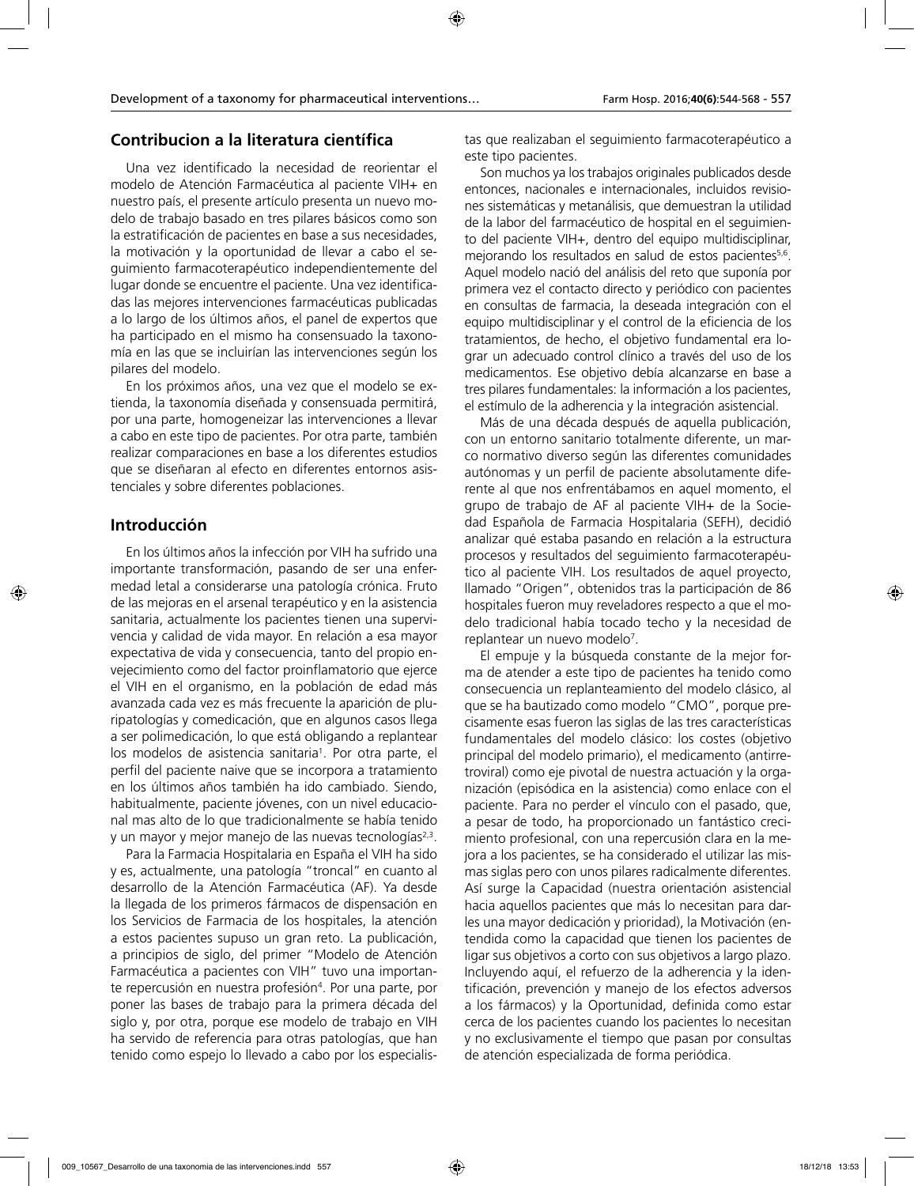## Contribucion a la literatura científica

Una vez identificado la necesidad de reorientar el modelo de Atención Farmacéutica al paciente VIH+ en nuestro país, el presente artículo presenta un nuevo modelo de trabajo basado en tres pilares básicos como son la estratificación de pacientes en base a sus necesidades, la motivación y la oportunidad de llevar a cabo el seguimiento farmacoterapéutico independientemente del lugar donde se encuentre el paciente. Una vez identificadas las mejores intervenciones farmacéuticas publicadas a lo largo de los últimos años, el panel de expertos que ha participado en el mismo ha consensuado la taxonomía en las que se incluirían las intervenciones según los pilares del modelo.

En los próximos años, una vez que el modelo se extienda, la taxonomía diseñada y consensuada permitirá, por una parte, homogeneizar las intervenciones a llevar a cabo en este tipo de pacientes. Por otra parte, también realizar comparaciones en base a los diferentes estudios que se diseñaran al efecto en diferentes entornos asistenciales y sobre diferentes poblaciones.

## Introducción

En los últimos años la infección por VIH ha sufrido una importante transformación, pasando de ser una enfermedad letal a considerarse una patología crónica. Fruto de las mejoras en el arsenal terapéutico y en la asistencia sanitaria, actualmente los pacientes tienen una supervivencia y calidad de vida mayor. En relación a esa mayor expectativa de vida y consecuencia, tanto del propio envejecimiento como del factor proinflamatorio que ejerce el VIH en el organismo, en la población de edad más avanzada cada vez es más frecuente la aparición de pluripatologías y comedicación, que en algunos casos llega a ser polimedicación, lo que está obligando a replantear los modelos de asistencia sanitaria[1]. Por otra parte, el perfil del paciente naive que se incorpora a tratamiento en los últimos años también ha ido cambiado. Siendo, habitualmente, paciente jóvenes, con un nivel educacional mas alto de lo que tradicionalmente se había tenido y un mayor y mejor manejo de las nuevas tecnologías[2,3].

Para la Farmacia Hospitalaria en España el VIH ha sido y es, actualmente, una patología "troncal" en cuanto al desarrollo de la Atención Farmacéutica (AF). Ya desde la llegada de los primeros fármacos de dispensación en los Servicios de Farmacia de los hospitales, la atención a estos pacientes supuso un gran reto. La publicación, a principios de siglo, del primer "Modelo de Atención Farmacéutica a pacientes con VIH" tuvo una importante repercusión en nuestra profesión[4]. Por una parte, por poner las bases de trabajo para la primera década del siglo y, por otra, porque ese modelo de trabajo en VIH ha servido de referencia para otras patologías, que han tenido como espejo lo llevado a cabo por los especialistas que realizaban el seguimiento farmacoterapéutico a este tipo pacientes.

Son muchos ya los trabajos originales publicados desde entonces, nacionales e internacionales, incluidos revisiones sistemáticas y metanálisis, que demuestran la utilidad de la labor del farmacéutico de hospital en el seguimiento del paciente VIH+, dentro del equipo multidisciplinar, mejorando los resultados en salud de estos pacientes[5,6]. Aquel modelo nació del análisis del reto que suponía por primera vez el contacto directo y periódico con pacientes en consultas de farmacia, la deseada integración con el equipo multidisciplinar y el control de la eficiencia de los tratamientos, de hecho, el objetivo fundamental era lograr un adecuado control clínico a través del uso de los medicamentos. Ese objetivo debía alcanzarse en base a tres pilares fundamentales: la información a los pacientes, el estímulo de la adherencia y la integración asistencial.

Más de una década después de aquella publicación, con un entorno sanitario totalmente diferente, un marco normativo diverso según las diferentes comunidades autónomas y un perfil de paciente absolutamente diferente al que nos enfrentábamos en aquel momento, el grupo de trabajo de AF al paciente VIH+ de la Sociedad Española de Farmacia Hospitalaria (SEFH), decidió analizar qué estaba pasando en relación a la estructura procesos y resultados del seguimiento farmacoterapéutico al paciente VIH. Los resultados de aquel proyecto, llamado "Origen", obtenidos tras la participación de 86 hospitales fueron muy reveladores respecto a que el modelo tradicional había tocado techo y la necesidad de replantear un nuevo modelo[7].

El empuje y la búsqueda constante de la mejor forma de atender a este tipo de pacientes ha tenido como consecuencia un replanteamiento del modelo clásico, al que se ha bautizado como modelo "CMO", porque precisamente esas fueron las siglas de las tres características fundamentales del modelo clásico: los costes (objetivo principal del modelo primario), el medicamento (antirretroviral) como eje pivotal de nuestra actuación y la organización (episódica en la asistencia) como enlace con el paciente. Para no perder el vínculo con el pasado, que, a pesar de todo, ha proporcionado un fantástico crecimiento profesional, con una repercusión clara en la mejora a los pacientes, se ha considerado el utilizar las mismas siglas pero con unos pilares radicalmente diferentes. Así surge la Capacidad (nuestra orientación asistencial hacia aquellos pacientes que más lo necesitan para darles una mayor dedicación y prioridad), la Motivación (entendida como la capacidad que tienen los pacientes de ligar sus objetivos a corto con sus objetivos a largo plazo. Incluyendo aquí, el refuerzo de la adherencia y la identificación, prevención y manejo de los efectos adversos a los fármacos) y la Oportunidad, definida como estar cerca de los pacientes cuando los pacientes lo necesitan y no exclusivamente el tiempo que pasan por consultas de atención especializada de forma periódica.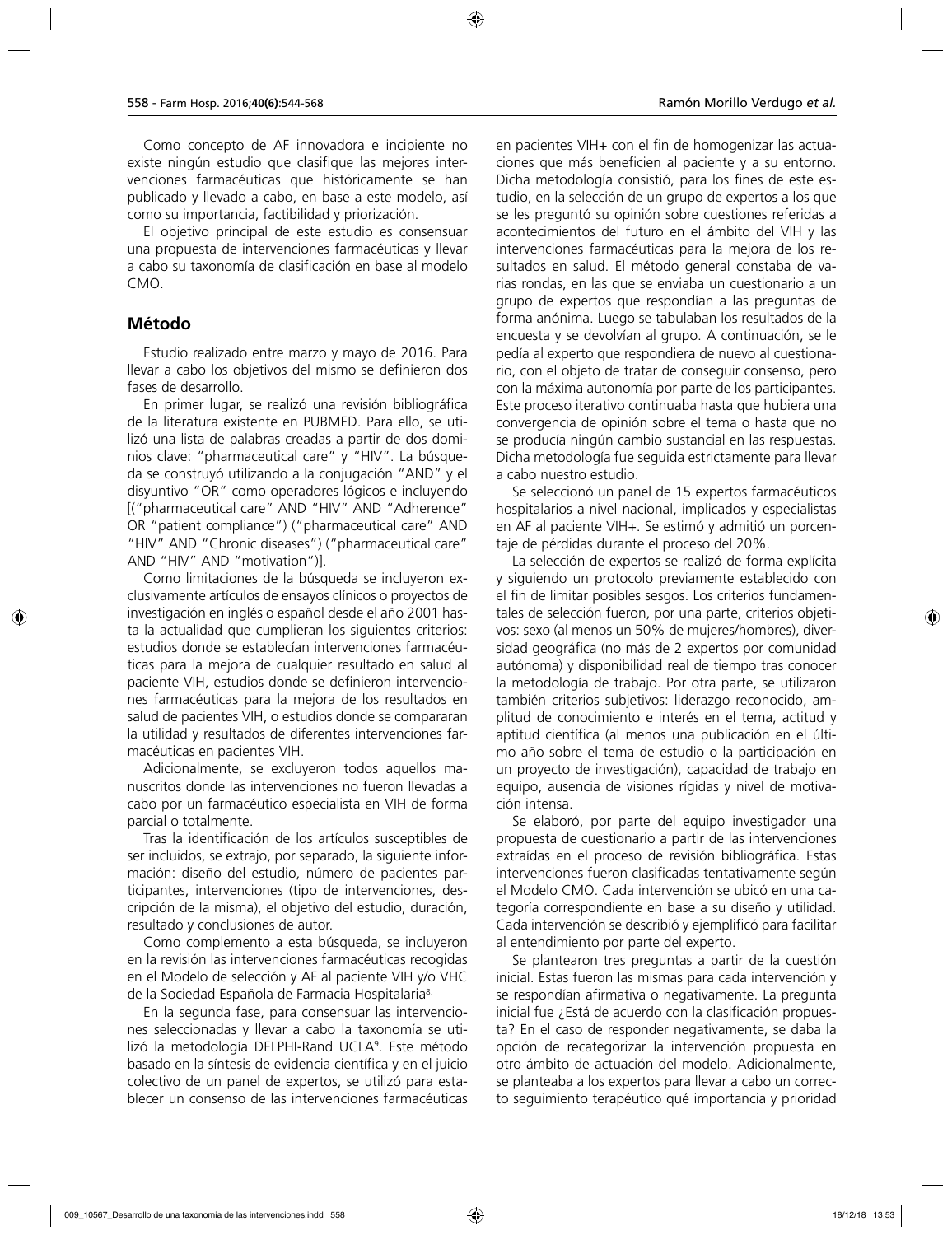Como concepto de AF innovadora e incipiente no existe ningún estudio que clasifique las mejores intervenciones farmacéuticas que históricamente se han publicado y llevado a cabo, en base a este modelo, así como su importancia, factibilidad y priorización.

El objetivo principal de este estudio es consensuar una propuesta de intervenciones farmacéuticas y llevar a cabo su taxonomía de clasificación en base al modelo CMO.

## Método

Estudio realizado entre marzo y mayo de 2016. Para llevar a cabo los objetivos del mismo se definieron dos fases de desarrollo.

En primer lugar, se realizó una revisión bibliográfica de la literatura existente en PUBMED. Para ello, se utilizó una lista de palabras creadas a partir de los dominios clave: "pharmaceutical care" y "HIV". La búsqueda se construyó utilizando a la conjugación "AND" y el disyuntivo "OR" como operadores lógicos e incluyendo [("pharmaceutical care" AND "HIV" AND "Adherence" OR "patient compliance") ("pharmaceutical care" AND "HIV" AND "Chronic diseases") ("pharmaceutical care" AND "HIV" AND "motivation")].

Como limitaciones de la búsqueda se incluyeron exclusivamente artículos de ensayos clínicos o proyectos de investigación en inglés o español desde el año 2001 hasta la actualidad que cumplieran los siguientes criterios: estudios donde se establecían intervenciones farmacéuticas para la mejora de cualquier resultado en salud al paciente VIH, estudios donde se definieron intervenciones farmacéuticas para la mejora de los resultados en salud de pacientes VIH, o estudios donde se compararan la utilidad y resultados de diferentes intervenciones farmacéuticas en pacientes VIH.

Adicionalmente, se excluyeron todos aquellos manuscritos donde las intervenciones no fueron llevadas a cabo por un farmacéutico especialista en VIH de forma parcial o totalmente.

Tras la identificación de los artículos susceptibles de ser incluidos, se extrajo, por separado, la siguiente información: diseño del estudio, número de pacientes participantes, intervenciones (tipo de intervenciones, descripción de la misma), el objetivo del estudio, duración, resultado y conclusiones de autor.

Como complemento a esta búsqueda, se incluyeron en la revisión las intervenciones farmacéuticas recogidas en el Modelo de selección y AF al paciente VIH y/o VHC de la Sociedad Española de Farmacia Hospitalaria[8].

En la segunda fase, para consensuar las intervenciones seleccionadas y llevar a cabo la taxonomía se utilizó la metodología DELPHI-Rand UCLA[9]. Este método basado en la síntesis de evidencia científica y en el juicio colectivo de un panel de expertos, se utilizó para establecer un consenso de las intervenciones farmacéuticas en pacientes VIH+ con el fin de homogenizar las actuaciones que más beneficien al paciente y a su entorno. Dicha metodología consistió, para los fines de este estudio, en la selección de un grupo de expertos a los que se les preguntó su opinión sobre cuestiones referidas a acontecimientos del futuro en el ámbito del VIH y las intervenciones farmacéuticas para la mejora de los resultados en salud. El método general constaba de varias rondas, en las que se enviaba un cuestionario a un grupo de expertos que respondían a las preguntas de forma anónima. Luego se tabulaban los resultados de la encuesta y se devolvían al grupo. A continuación, se le pedía al experto que respondiera de nuevo al cuestionario, con el objeto de tratar de conseguir consenso, pero con la máxima autonomía por parte de los participantes. Este proceso iterativo continuaba hasta que hubiera una convergencia de opinión sobre el tema o hasta que no se producía ningún cambio sustancial en las respuestas. Dicha metodología fue seguida estrictamente para llevar a cabo nuestro estudio.

Se seleccionó un panel de 15 expertos farmacéuticos hospitalarios a nivel nacional, implicados y especialistas en AF al paciente VIH+. Se estimó y admitió un porcentaje de pérdidas durante el proceso del 20%.

La selección de expertos se realizó de forma explícita y siguiendo un protocolo previamente establecido con el fin de limitar posibles sesgos. Los criterios fundamentales de selección fueron, por una parte, criterios objetivos: sexo (al menos un 50% de mujeres/hombres), diversidad geográfica (no más de 2 expertos por comunidad autónoma) y disponibilidad real de tiempo tras conocer la metodología de trabajo. Por otra parte, se utilizaron también criterios subjetivos: liderazgo reconocido, amplitud de conocimiento e interés en el tema, actitud y aptitud científica (al menos una publicación en el último año sobre el tema de estudio o la participación en un proyecto de investigación), capacidad de trabajo en equipo, ausencia de visiones rígidas y nivel de motivación intensa.

Se elaboró, por parte del equipo investigador una propuesta de cuestionario a partir de las intervenciones extraídas en el proceso de revisión bibliográfica. Estas intervenciones fueron clasificadas tentativamente según el Modelo CMO. Cada intervención se ubicó en una categoría correspondiente en base a su diseño y utilidad. Cada intervención se describió y ejemplificó para facilitar al entendimiento por parte del experto.

Se plantearon tres preguntas a partir de la cuestión inicial. Estas fueron las mismas para cada intervención y se respondían afirmativa o negativamente. La pregunta inicial fue ¿Está de acuerdo con la clasificación propuesta? En el caso de responder negativamente, se daba la opción de recategorizar la intervención propuesta en otro ámbito de actuación del modelo. Adicionalmente, se planteaba a los expertos para llevar a cabo un correcto seguimiento terapéutico qué importancia y prioridad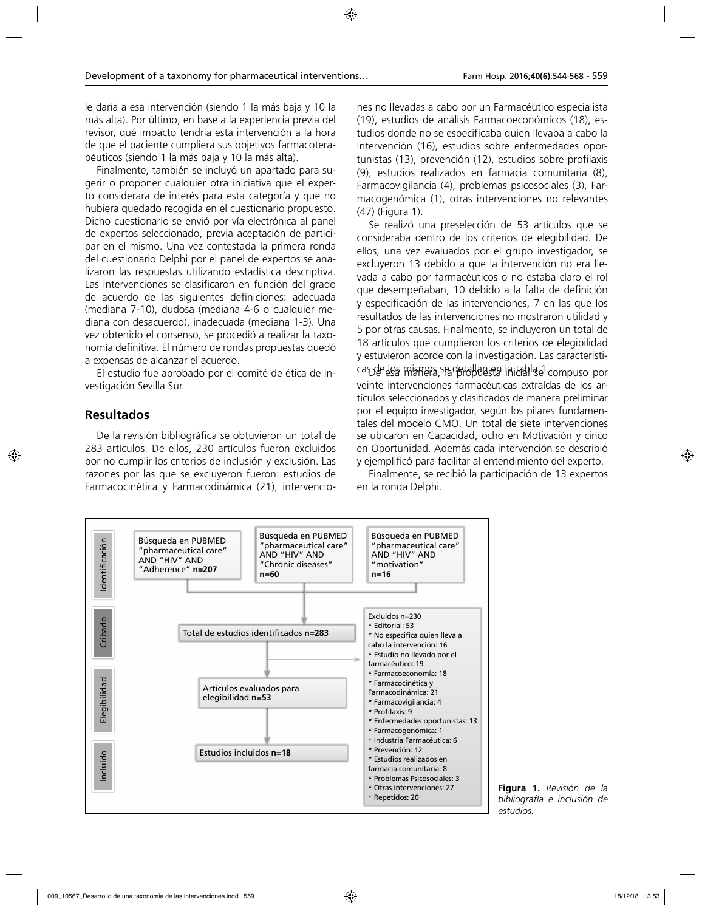le daría a esa intervención (siendo 1 la más baja y 10 la más alta). Por último, en base a la experiencia previa del revisor, qué impacto tendría esta intervención a la hora de que el paciente cumpliera sus objetivos farmacoterapéuticos (siendo 1 la más baja y 10 la más alta).

Finalmente, también se incluyó un apartado para sugerir o proponer cualquier otra iniciativa que el experto considerara de interés para esta categoría y que no hubiera quedado recogida en el cuestionario propuesto. Dicho cuestionario se envió por vía electrónica al panel de expertos seleccionado, previa aceptación de participar en el mismo. Una vez contestada la primera ronda del cuestionario Delphi por el panel de expertos se analizaron las respuestas utilizando estadística descriptiva. Las intervenciones se clasificaron en función del grado de acuerdo de las siguientes definiciones: adecuada (mediana 7-10), dudosa (mediana 4-6 o cualquier mediana con desacuerdo), inadecuada (mediana 1-3). Una vez obtenido el consenso, se procedió a realizar la taxonomía definitiva. El número de rondas propuestas quedó a expensas de alcanzar el acuerdo.

El estudio fue aprobado por el comité de ética de investigación Sevilla Sur.

## Resultados

De la revisión bibliográfica se obtuvieron un total de 283 artículos. De ellos, 230 artículos fueron excluidos por no cumplir los criterios de inclusión y exclusión. Las razones por las que se excluyeron fueron: estudios de Farmacocinética y Farmacodinámica (21), intervenciones no llevadas a cabo por un Farmacéutico especialista (19), estudios de análisis Farmacoeconómicos (18), estudios donde no se especificaba quien llevaba a cabo la intervención (16), estudios sobre enfermedades oportunistas (13), prevención (12), estudios sobre profilaxis (9), estudios realizados en farmacia comunitaria (8), Farmacovigilancia (4), problemas psicosociales (3), Farmacogenómica (1), otras intervenciones no relevantes (47) (Figura 1).

Se realizó una preselección de 53 artículos que se consideraba dentro de los criterios de elegibilidad. De ellos, una vez evaluados por el grupo investigador, se excluyeron 13 debido a que la intervención no era llevada a cabo por farmacéuticos o no estaba claro el rol que desempeñaban, 10 debido a la falta de definición y especificación de las intervenciones, 7 en las que los resultados de las intervenciones no mostraron utilidad y 5 por otras causas. Finalmente, se incluyeron un total de 18 artículos que cumplieron los criterios de elegibilidad y estuvieron acorde con la investigación. Las características de los mismos se detallan en la tabla 1.

De esa manera, la propuesta inicial se compuso por veinte intervenciones farmacéuticas extraídas de los artículos seleccionados y clasificados de manera preliminar por el equipo investigador, según los pilares fundamentales del modelo CMO. Un total de siete intervenciones se ubicaron en Capacidad, ocho en Motivación y cinco en Oportunidad. Además cada intervención se describió y ejemplificó para facilitar al entendimiento del experto.

Finalmente, se recibió la participación de 13 expertos en la ronda Delphi.

**Identificación**

- Búsqueda en PUBMED "pharmaceutical care" AND "HIV" AND "Adherence" **n=207**
- Búsqueda en PUBMED "pharmaceutical care" AND "HIV" AND "Chronic diseases" **n=60**
- Búsqueda en PUBMED "pharmaceutical care" AND "HIV" AND "motivation" **n=16**

**Cribado**

Total de estudios identificados **n=283**

Excluidos n=230
* Editorial: 53
* No especifica quien lleva a cabo la intervención: 16
* Estudio no llevado por el farmacéutico: 19
* Farmacoeconomía: 18
* Farmacocinética y Farmacodinámica: 21
* Farmacovigilancia: 4
* Profilaxis: 9
* Enfermedades oportunistas: 13
* Farmacogenómica: 1
* Industria Farmacéutica: 6
* Prevención: 12
* Estudios realizados en farmacia comunitaria: 8
* Problemas Psicosociales: 3
* Otras intervenciones: 27
* Repetidos: 20

**Elegibilidad**

Artículos evaluados para elegibilidad **n=53**

**Incluido**

Estudios incluidos **n=18**

**Figura 1.** *Revisión de la bibliografía e inclusión de estudios.*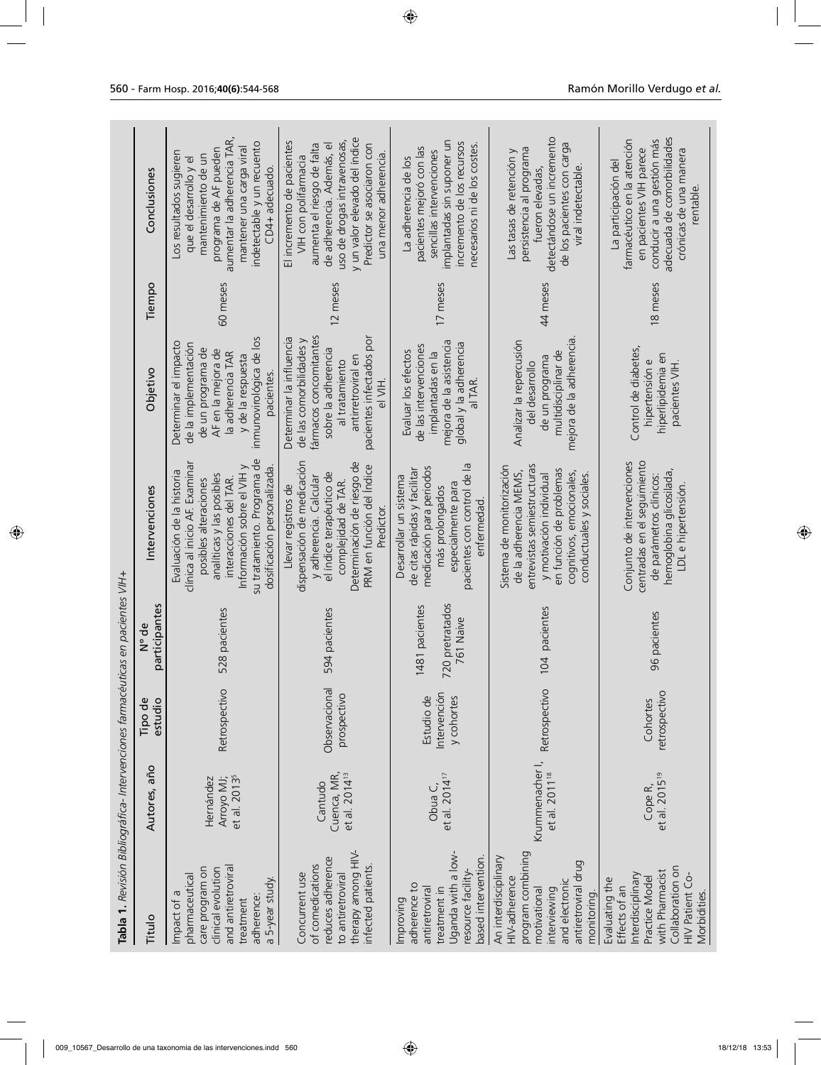**Tabla 1.** *Revisión Bibliográfica- Intervenciones farmacéuticas en pacientes VIH+*

| Título | Autores, año | Tipo de estudio | Nº de participantes | Intervenciones | Objetivo | Tiempo | Conclusiones |
|---|---|---|---|---|---|---|---|
| Impact of a pharmaceutical care program on clinical evolution and antiretroviral treatment adherence: a 5-year study. | Hernández Arroyo MJ, et al. 2013[5] | Retrospectivo | 528 pacientes | Evaluación de la historia clínica al inicio AF. Examinar posibles alteraciones analíticas y las posibles interacciones del TAR. Información sobre el VIH y su tratamiento. Programa de dosificación personalizada. | Determinar el impacto de la implementación de un programa de AF en la mejora de la adherencia TAR y de la respuesta inmunovirológica de los pacientes. | 60 meses | Los resultados sugieren que el desarrollo y el mantenimiento de un programa de AF pueden aumentar la adherencia TAR, mantener una carga viral indetectable y un recuento CD4+ adecuado. |
| Concurrent use of comedications reduces adherence to antiretroviral therapy among HIV-infected patients. | Cantudo Cuenca, MR, et al. 2014[13] | Observacional prospectivo | 594 pacientes | Llevar registros de dispensación de medicación y adherencia. Calcular el índice terapéutico de complejidad de TAR. Determinación de riesgo de PRM en función del Índice Predictor. | Determinar la influencia de las comorbilidades y fármacos concomitantes sobre la adherencia al tratamiento antirretroviral en pacientes infectados por el VIH. | 12 meses | El incremento de pacientes VIH con polifarmacia aumenta el riesgo de falta de adherencia. Además, el uso de drogas intravenosas, y un valor elevado del índice Predictor se asociaron con una menor adherencia. |
| Improving adherence to antiretroviral treatment in Uganda with a low-resource facility-based intervention. | Obua C, et al. 2014[17] | Estudio de Intervención y cohortes | 1481 pacientes 720 pretratados 761 Naive | Desarrollar un sistema de citas rápidas y facilitar medicación para periodos más prolongados especialmente para pacientes con control de la enfermedad. | Evaluar los efectos de las intervenciones implantadas en la mejora de la asistencia global y la adherencia al TAR. | 17 meses | La adherencia de los pacientes mejoró con las sencillas intervenciones implantadas sin suponer un incremento de los recursos necesarios ni de los costes. |
| An interdisciplinary HIV-adherence program combining motivational interviewing and electronic antiretroviral drug monitoring. | Krummenacher I, et al. 2011[18] | Retrospectivo | 104 pacientes | Sistema de monitorización de la adherencia MEMS, entrevistas semiestructuras y motivación individual en función de problemas cognitivos, emocionales, conductuales y sociales. | Analizar la repercusión del desarrollo de un programa multidisciplinar de mejora de la adherencia. | 44 meses | Las tasas de retención y persistencia al programa fueron elevadas, detectándose un incremento de los pacientes con carga viral indetectable. |
| Evaluating the Effects of an Interdisciplinary Practice Model with Pharmacist Collaboration on HIV Patient Co-Morbidities. | Cope R, et al. 2015[19] | Cohortes retrospectivo | 96 pacientes | Conjunto de intervenciones centradas en el seguimiento de parámetros clínicos: hemoglobina glicosilada, LDL e hipertensión. | Control de diabetes, hipertensión e hiperlipidemia en pacientes VIH. | 18 meses | La participación del farmacéutico en la atención en pacientes VIH parece conducir a una gestión más adecuada de comorbilidades crónicas de una manera rentable. |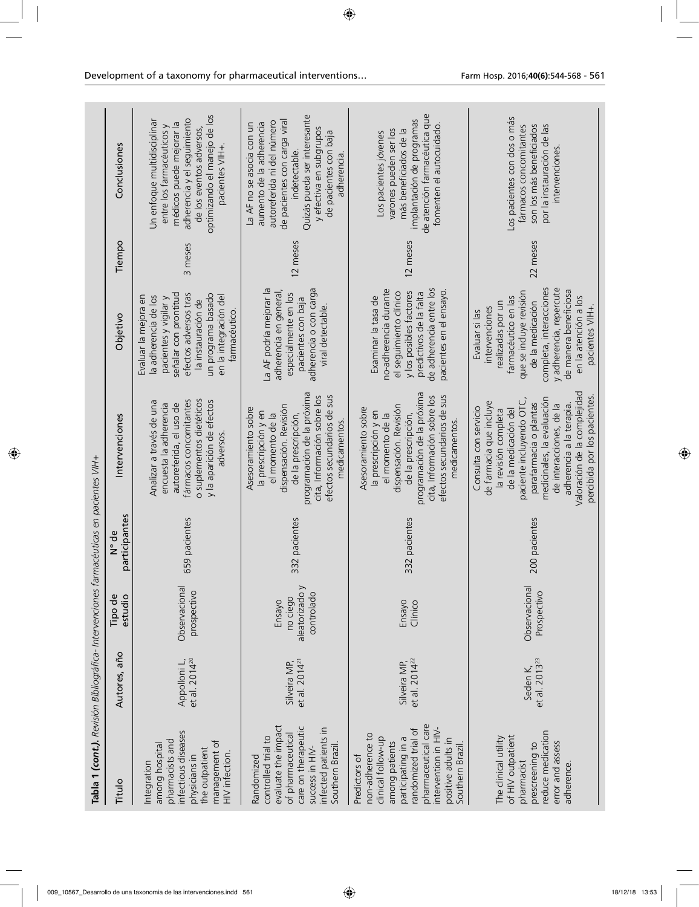**Tabla 1 (cont.).** *Revisión Bibliográfica- Intervenciones farmacéuticas en pacientes VIH+*

| Título | Autores, año | Tipo de estudio | N° de participantes | Intervenciones | Objetivo | Tiempo | Conclusiones |
|---|---|---|---|---|---|---|---|
| Integration among hospital pharmacists and infectious diseases physicians in the outpatient management of HIV infection. | Appolloni L, et al. 2014[20] | Observacional prospectivo | 659 pacientes | Analizar a través de una encuesta la adherencia autoreferida, el uso de fármacos concomitantes o suplementos dietéticos y la aparición de efectos adversos. | Evaluar la mejora en la adherencia de los pacientes y vigilar y señalar con prontitud efectos adversos tras la instauración de un programa basado en la integración del farmacéutico. | 3 meses | Un enfoque multidisciplinar entre los farmacéuticos y médicos puede mejorar la adherencia y el seguimiento de los eventos adversos, optimizando el manejo de los pacientes VIH+. |
| Randomized controlled trial to evaluate the impact of pharmaceutical care on therapeutic success in HIV-infected patients in Southern Brazil. | Silveira MP, et al. 2014[21] | Ensayo no ciego aleatorizado y controlado | 332 pacientes | Asesoramiento sobre la prescripción y en el momento de la dispensación. Revisión de la prescripción, programación de la próxima cita, Información sobre los efectos secundarios de sus medicamentos. | La AF podría mejorar la adherencia en general, especialmente en los pacientes con baja adherencia o con carga viral detectable. | 12 meses | La AF no se asocia con un aumento de la adherencia autoreferida ni del número de pacientes con carga viral indetectable. Quizás pueda ser interesante y efectiva en subgrupos de pacientes con baja adherencia. |
| Predictors of non-adherence to clinical follow-up among patients participating in a randomized trial of pharmaceutical care intervention in HIV-positive adults in Southern Brazil. | Silveira MP, et al. 2014[22] | Ensayo Clínico | 332 pacientes | Asesoramiento sobre la prescripción y en el momento de la dispensación. Revisión de la prescripción, programación de la próxima cita, Información sobre los efectos secundarios de sus medicamentos. | Examinar la tasa de no-adherencia durante el seguimiento clínico y los posibles factores predictivos de la falta de adherencia entre los pacientes en el ensayo. | 12 meses | Los pacientes jóvenes varones pueden ser los más beneficiados de la implantación de programas de atención farmacéutica que fomenten el autocuidado. |
| The clinical utility of HIV outpatient pharmacist prescreening to reduce medication error and assess adherence. | Seden K, et al. 2013[23] | Observacional Prospectivo | 200 pacientes | Consulta con servicio de farmacia que incluye la revisión completa de la medicación del paciente incluyendo OTC, parafarmacia o plantas medicinales, la evaluación de interacciones, de la adherencia a la terapia. Valoración de la complejidad percibida por los pacientes. | Evaluar si las intervenciones realizadas por un farmacéutico en las que se incluye revisión de la medicación completa, interacciones y adherencia, repercute de manera beneficiosa en la atención a los pacientes VIH+. | 22 meses | Los pacientes con dos o más fármacos concomitantes son los más beneficiados por la instauración de las intervenciones. |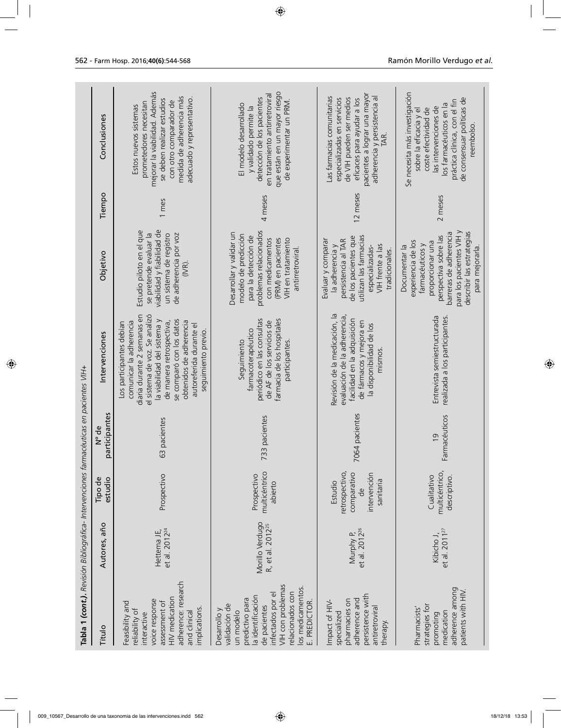**Tabla 1 (cont.).** *Revisión Bibliográfica- Intervenciones farmacéuticas en pacientes VIH+*

| Título | Autores, año | Tipo de estudio | Nº de participantes | Intervenciones | Objetivo | Tiempo | Conclusiones |
|---|---|---|---|---|---|---|---|
| Feasibility and reliability of interactive voice response assessment of HIV medication adherence: research and clinical implications. | Hettema JE, et al. 2012[24] | Prospectivo | 63 pacientes | Los participantes debían comunicar la adherencia diaria durante 2 semanas en el sistema de voz. Se analizó la viabilidad del sistema y de manera retrospectiva, se comparó con los datos obtenidos de adherencia autoreferida durante el seguimiento previo. | Estudio piloto en el que se pretende evaluar la viabilidad y fiabilidad de un sistema de registro de adherencia por voz (IVR). | 1 mes | Estos nuevos sistemas prometedores necesitan mejorar la viabilidad. Además se deben realizar estudios con otro comparador de medida de adherencia más adecuado y representativo. |
| Desarrollo y validación de un modelo predictivo para la identificación de pacientes infectados por el VIH con problemas relacionados con los medicamentos. E. PREDICTOR. | Morillo Verdugo R, et al. 2012[25] | Prospectivo multicéntrico abierto | 733 pacientes | Seguimiento farmacoterapéutico periódico en las consultas de AF de los servicios de farmacia de los hospitales participantes. | Desarrollar y validar un modelo de predicción para la detección de problemas relacionados con medicamentos (PRM) en pacientes VIH en tratamiento antirretroviral. | 4 meses | El modelo desarrollado y validado permite la detección de los pacientes en tratamiento antirretroviral que están en un mayor riesgo de experimentar un PRM. |
| Impact of HIV-specialized pharmacies on adherence and persistence with antiretroviral therapy. | Murphy P, et al. 2012[26] | Estudio retrospectivo, comparativo de intervención sanitaria | 7064 pacientes | Revisión de la medicación, la evaluación de la adherencia, facilidad en la adquisición de fármacos y mejora en la disponibilidad de los mismos. | Evaluar y comparar la adherencia y persistencia al TAR de los pacientes que utilizan las farmacias especializadas-VIH frente a las tradicionales. | 12 meses | Las farmacias comunitarias especializadas en servicios de VIH pueden ser medios eficaces para ayudar a los pacientes a lograr una mayor adherencia y persistencia al TAR. |
| Pharmacists' strategies for promoting medication adherence among patients with HIV. | Kibicho J, et al. 2011[27] | Cualitativo multicéntrico, descriptivo. | 19 Farmacéuticos | Entrevista semiestructurada realizada a los participantes. | Documentar la experiencia de los farmacéuticos y proporcionar una perspectiva sobre las barreras de adherencia para los pacientes VIH y describir las estrategias para mejorarla. | 2 meses | Se necesita más investigación sobre la eficacia y el coste efectividad de las intervenciones de los farmacéuticos en la práctica clínica, con el fin de consensuar políticas de reembolso. |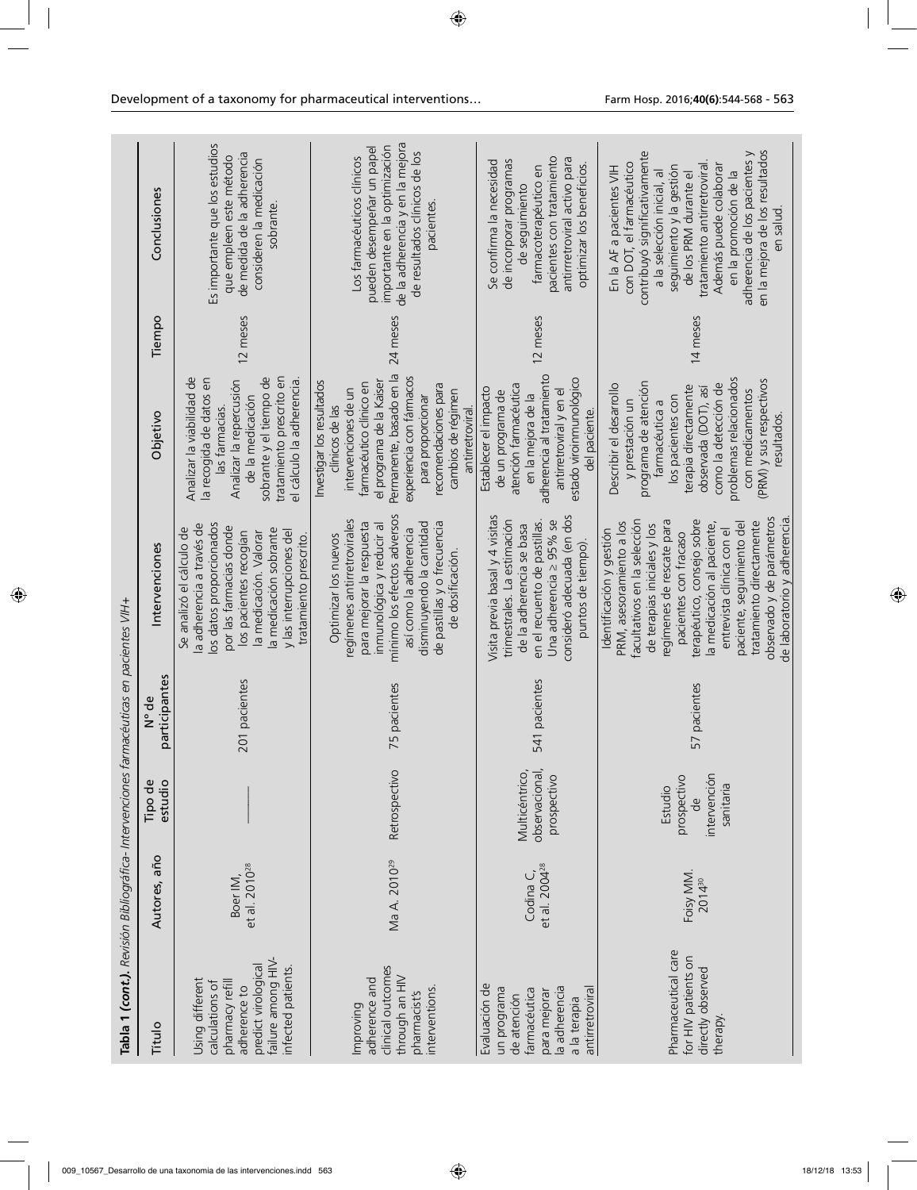**Tabla 1 (cont.).** *Revisión Bibliográfica- Intervenciones farmacéuticas en pacientes VIH+*

| Título | Autores, año | Tipo de estudio | Nº de participantes | Intervenciones | Objetivo | Tiempo | Conclusiones |
|---|---|---|---|---|---|---|---|
| Using different calculations of pharmacy refill adherence to predict virological failure among HIV-infected patients. | Boer IM, et al. 2010[28] | ——— | 201 pacientes | Se analizó el cálculo de la adherencia a través de los datos proporcionados por las farmacias donde los pacientes recogían la medicación. Valorar la medicación sobrante y las interrupciones del tratamiento prescrito. | Analizar la viabilidad de la recogida de datos en las farmacias. Analizar la repercusión de la medicación sobrante y el tiempo de tratamiento prescrito en el cálculo la adherencia. | 12 meses | Es importante que los estudios que empleen este método de medida de la adherencia consideren la medicación sobrante. |
| Improving adherence and clinical outcomes through an HIV pharmacist's interventions. | Ma A. 2010[29] | Retrospectivo | 75 pacientes | Optimizar los nuevos regímenes antirretrovirales para mejorar la respuesta inmunológica y reducir al mínimo los efectos adversos así como la adherencia disminuyendo la cantidad de pastillas y o frecuencia de dosificación. | Investigar los resultados clínicos de las intervenciones de un farmacéutico clínico en el programa de la Kaiser Permanente, basado en la experiencia con fármacos para proporcionar recomendaciones para cambios de régimen antirretroviral. | 24 meses | Los farmacéuticos clínicos pueden desempeñar un papel importante en la optimización de la adherencia y en la mejora de resultados clínicos de los pacientes. |
| Evaluación de un programa de atención farmacéutica para mejorar la adherencia a la terapia antirretroviral | Codina C, et al. 2004[28] | Multicéntrico, observacional, prospectivo | 541 pacientes | Visita previa basal y 4 visitas trimestrales. La estimación de la adherencia se basa en el recuento de pastillas. Una adherencia ≥ 95% se consideró adecuada (en dos puntos de tiempo). | Establecer el impacto de un programa de atención farmacéutica en la mejora de la adherencia al tratamiento antirretroviral y en el estado viroinmunológico del paciente. | 12 meses | Se confirma la necesidad de incorporar programas de seguimiento farmacoterapéutico en pacientes con tratamiento antirretroviral activo para optimizar los beneficios. |
| Pharmaceutical care for HIV patients on directly observed therapy. | Foisy MM. 2014[30] | Estudio prospectivo de intervención sanitaria | 57 pacientes | Identificación y gestión PRM, asesoramiento a los facultativos en la selección de terapias iniciales y los regímenes de rescate para pacientes con fracaso terapéutico, consejo sobre la medicación al paciente, entrevista clínica con el paciente, seguimiento del tratamiento directamente observado y de parámetros de laboratorio y adherencia. | Describir el desarrollo y prestación un programa de atención farmacéutica a los pacientes con terapia directamente observada (DOT), así como la detección de problemas relacionados con medicamentos (PRM) y sus respectivos resultados. | 14 meses | En la AF a pacientes VIH con DOT, el farmacéutico contribuyó significativamente a la selección inicial, al seguimiento y la gestión de los PRM durante el tratamiento antirretroviral. Además puede colaborar en la promoción de la adherencia de los pacientes y en la mejora de los resultados en salud. |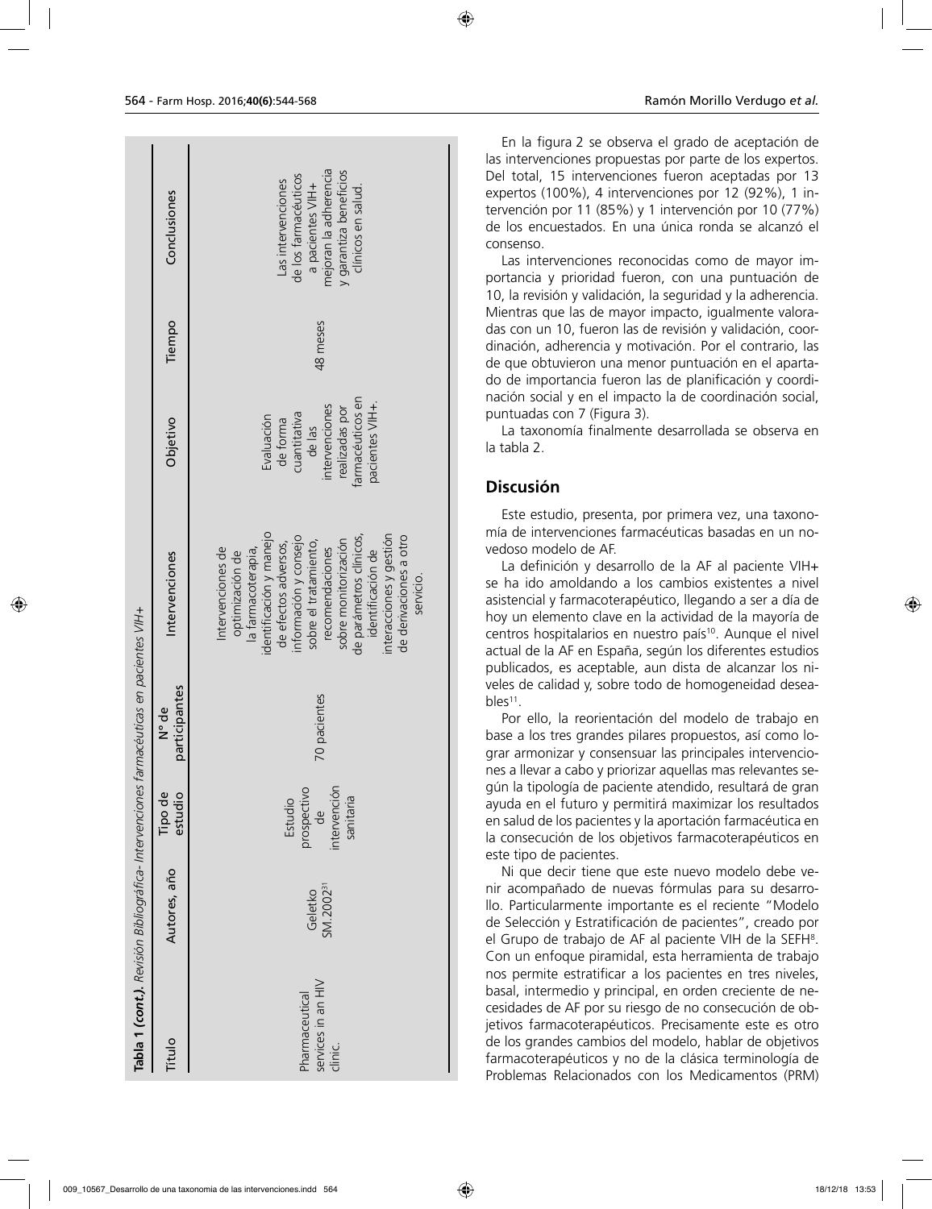**Tabla 1 (cont.).** *Revisión Bibliográfica- Intervenciones farmacéuticas en pacientes VIH+*

| Título | Autores, año | Tipo de estudio | Nº de participantes | Intervenciones | Objetivo | Tiempo | Conclusiones |
|---|---|---|---|---|---|---|---|
| Pharmaceutical services in an HIV clinic. | Geletko SM.2002[31] | Estudio prospectivo de intervención sanitaria | 70 pacientes | Intervenciones de optimización de la farmacoterapia, identificación y manejo de efectos adversos, información y consejo sobre el tratamiento, recomendaciones sobre monitorización de parámetros clínicos, identificación de interacciones y gestión de derivaciones a otro servicio. | Evaluación de forma cuantitativa de las intervenciones realizadas por farmacéuticos en pacientes VIH+. | 48 meses | Las intervenciones de los farmacéuticos a pacientes VIH+ mejoran la adherencia y garantiza beneficios clínicos en salud. |

En la figura 2 se observa el grado de aceptación de las intervenciones propuestas por parte de los expertos. Del total, 15 intervenciones fueron aceptadas por 13 expertos (100%), 4 intervenciones por 12 (92%), 1 intervención por 11 (85%) y 1 intervención por 10 (77%) de los encuestados. En una única ronda se alcanzó el consenso.

Las intervenciones reconocidas como de mayor importancia y prioridad fueron, con una puntuación de 10, la revisión y validación, la seguridad y la adherencia. Mientras que las de mayor impacto, igualmente valoradas con un 10, fueron las de revisión y validación, coordinación, adherencia y motivación. Por el contrario, las de que obtuvieron una menor puntuación en el apartado de importancia fueron las de planificación y coordinación social y en el impacto la de coordinación social, puntuadas con 7 (Figura 3).

La taxonomía finalmente desarrollada se observa en la tabla 2.

## Discusión

Este estudio, presenta, por primera vez, una taxonomía de intervenciones farmacéuticas basadas en un novedoso modelo de AF.

La definición y desarrollo de la AF al paciente VIH+ se ha ido amoldando a los cambios existentes a nivel asistencial y farmacoterapéutico, llegando a ser a día de hoy un elemento clave en la actividad de la mayoría de centros hospitalarios en nuestro país[10]. Aunque el nivel actual de la AF en España, según los diferentes estudios publicados, es aceptable, aun dista de alcanzar los niveles de calidad y, sobre todo de homogeneidad deseables[11].

Por ello, la reorientación del modelo de trabajo en base a los tres grandes pilares propuestos, así como lograr armonizar y consensuar las principales intervenciones a llevar a cabo y priorizar aquellas mas relevantes según la tipología de paciente atendido, resultará de gran ayuda en el futuro y permitirá maximizar los resultados en salud de los pacientes y la aportación farmacéutica en la consecución de los objetivos farmacoterapéuticos en este tipo de pacientes.

Ni que decir tiene que este nuevo modelo debe venir acompañado de nuevas fórmulas para su desarrollo. Particularmente importante es el reciente "Modelo de Selección y Estratificación de pacientes", creado por el Grupo de trabajo de AF al paciente VIH de la SEFH[8]. Con un enfoque piramidal, esta herramienta de trabajo nos permite estratificar a los pacientes en tres niveles, basal, intermedio y principal, en orden creciente de necesidades de AF por su riesgo de no consecución de objetivos farmacoterapéuticos. Precisamente este es otro de los grandes cambios del modelo, hablar de objetivos farmacoterapéuticos y no de la clásica terminología de Problemas Relacionados con los Medicamentos (PRM)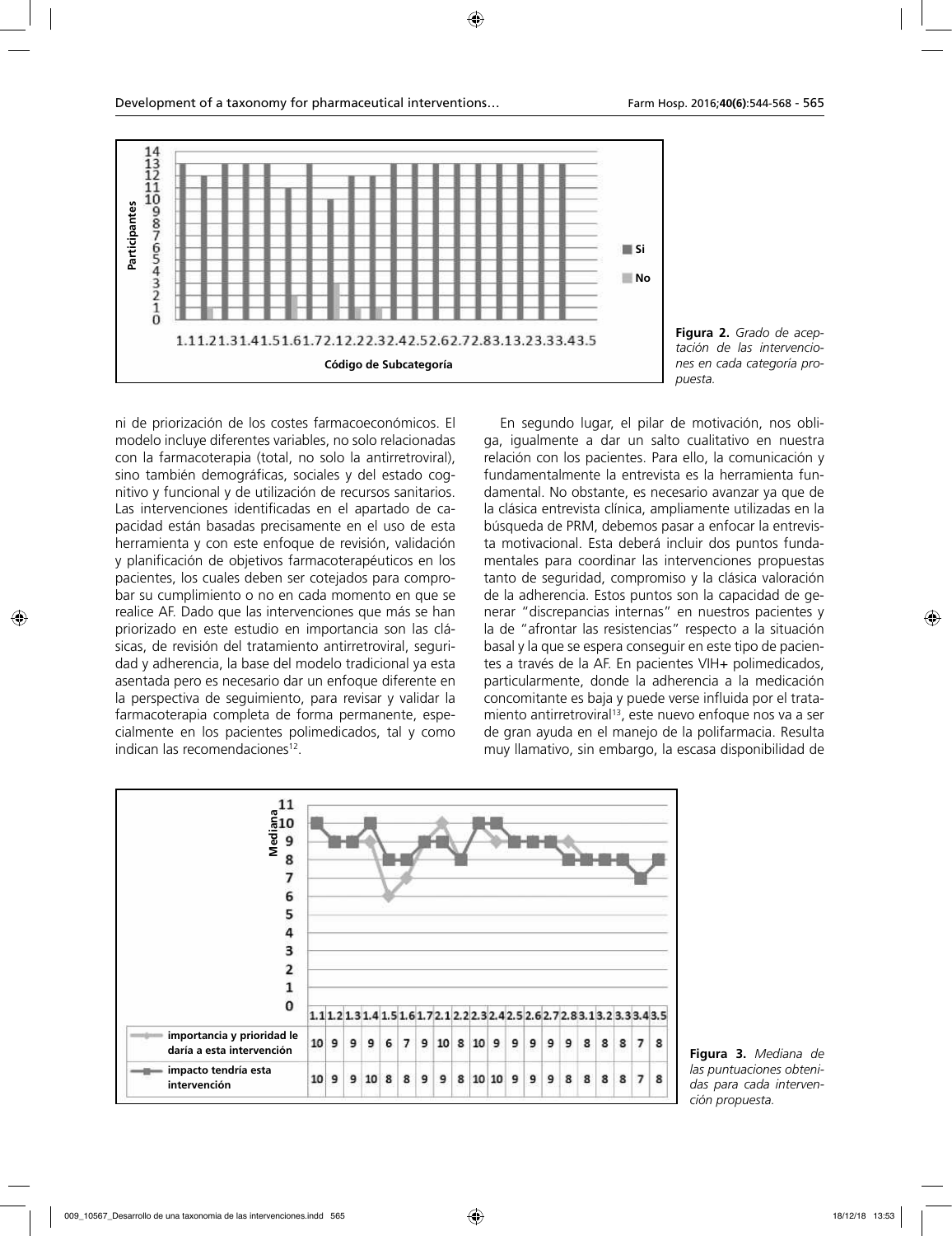Figura 2. *Grado de aceptación de las intervenciones en cada categoría propuesta.*

ni de priorización de los costes farmacoeconómicos. El modelo incluye diferentes variables, no solo relacionadas con la farmacoterapia (total, no solo la antirretroviral), sino también demográficas, sociales y del estado cognitivo y funcional y de utilización de recursos sanitarios. Las intervenciones identificadas en el apartado de capacidad están basadas precisamente en el uso de esta herramienta y con este enfoque de revisión, validación y planificación de objetivos farmacoterapéuticos en los pacientes, los cuales deben ser cotejados para comprobar su cumplimiento o no en cada momento en que se realice AF. Dado que las intervenciones que más se han priorizado en este estudio en importancia son las clásicas, de revisión del tratamiento antirretroviral, seguridad y adherencia, la base del modelo tradicional ya esta asentada pero es necesario dar un enfoque diferente en la perspectiva de seguimiento, para revisar y validar la farmacoterapia completa de forma permanente, especialmente en los pacientes polimedicados, tal y como indican las recomendaciones[12].

En segundo lugar, el pilar de motivación, nos obliga, igualmente a dar un salto cualitativo en nuestra relación con los pacientes. Para ello, la comunicación y fundamentalmente la entrevista es la herramienta fundamental. No obstante, es necesario avanzar ya que de la clásica entrevista clínica, ampliamente utilizadas en la búsqueda de PRM, debemos pasar a enfocar la entrevista motivacional. Esta deberá incluir dos puntos fundamentales para coordinar las intervenciones propuestas tanto de seguridad, compromiso y la clásica valoración de la adherencia. Estos puntos son la capacidad de generar "discrepancias internas" en nuestros pacientes y la de "afrontar las resistencias" respecto a la situación basal y la que se espera conseguir en este tipo de pacientes a través de la AF. En pacientes VIH+ polimedicados, particularmente, donde la adherencia a la medicación concomitante es baja y puede verse influida por el tratamiento antirretroviral[13], este nuevo enfoque nos va a ser de gran ayuda en el manejo de la polifarmacia. Resulta muy llamativo, sin embargo, la escasa disponibilidad de

| | 1.1 | 1.2 | 1.3 | 1.4 | 1.5 | 1.6 | 1.7 | 2.1 | 2.2 | 2.3 | 2.4 | 2.5 | 2.6 | 2.7 | 2.8 | 3.1 | 3.2 | 3.3 | 3.4 | 3.5 |
|---|---|---|---|---|---|---|---|---|---|---|---|---|---|---|---|---|---|---|---|---|
| importancia y prioridad le daría a esta intervención | 10 | 9 | 9 | 9 | 6 | 7 | 9 | 10 | 8 | 10 | 9 | 9 | 9 | 9 | 9 | 8 | 8 | 8 | 7 | 8 |
| impacto tendría esta intervención | 10 | 9 | 9 | 10 | 8 | 8 | 9 | 9 | 8 | 10 | 10 | 9 | 9 | 9 | 8 | 8 | 8 | 8 | 7 | 8 |

Figura 3. *Mediana de las puntuaciones obtenidas para cada intervención propuesta.*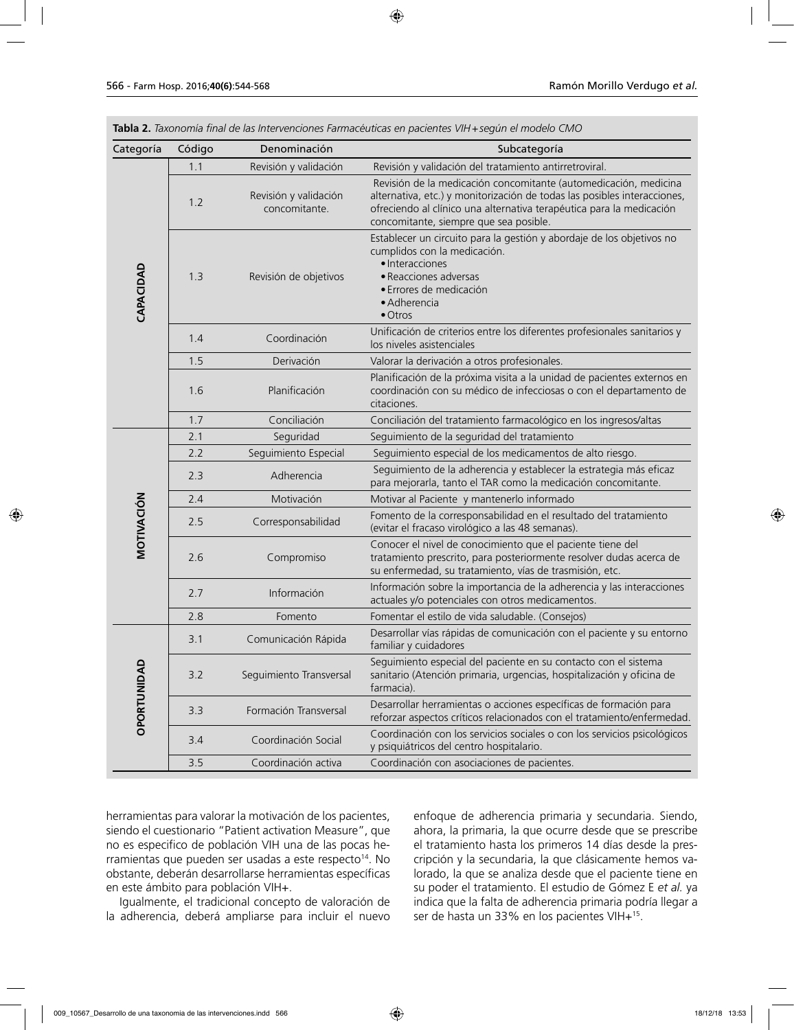**Tabla 2.** *Taxonomía final de las Intervenciones Farmacéuticas en pacientes VIH+según el modelo CMO*

| Categoría | Código | Denominación | Subcategoría |
|---|---|---|---|
| CAPACIDAD | 1.1 | Revisión y validación | Revisión y validación del tratamiento antirretroviral. |
| | 1.2 | Revisión y validación concomitante. | Revisión de la medicación concomitante (automedicación, medicina alternativa, etc.) y monitorización de todas las posibles interacciones, ofreciendo al clínico una alternativa terapéutica para la medicación concomitante, siempre que sea posible. |
| | 1.3 | Revisión de objetivos | Establecer un circuito para la gestión y abordaje de los objetivos no cumplidos con la medicación. • Interacciones • Reacciones adversas • Errores de medicación • Adherencia • Otros |
| | 1.4 | Coordinación | Unificación de criterios entre los diferentes profesionales sanitarios y los niveles asistenciales |
| | 1.5 | Derivación | Valorar la derivación a otros profesionales. |
| | 1.6 | Planificación | Planificación de la próxima visita a la unidad de pacientes externos en coordinación con su médico de infecciosas o con el departamento de citaciones. |
| | 1.7 | Conciliación | Conciliación del tratamiento farmacológico en los ingresos/altas |
| MOTIVACIÓN | 2.1 | Seguridad | Seguimiento de la seguridad del tratamiento |
| | 2.2 | Seguimiento Especial | Seguimiento especial de los medicamentos de alto riesgo. |
| | 2.3 | Adherencia | Seguimiento de la adherencia y establecer la estrategia más eficaz para mejorarla, tanto el TAR como la medicación concomitante. |
| | 2.4 | Motivación | Motivar al Paciente y mantenerlo informado |
| | 2.5 | Corresponsabilidad | Fomento de la corresponsabilidad en el resultado del tratamiento (evitar el fracaso virológico a las 48 semanas). |
| | 2.6 | Compromiso | Conocer el nivel de conocimiento que el paciente tiene del tratamiento prescrito, para posteriormente resolver dudas acerca de su enfermedad, su tratamiento, vías de trasmisión, etc. |
| | 2.7 | Información | Información sobre la importancia de la adherencia y las interacciones actuales y/o potenciales con otros medicamentos. |
| | 2.8 | Fomento | Fomentar el estilo de vida saludable. (Consejos) |
| OPORTUNIDAD | 3.1 | Comunicación Rápida | Desarrollar vías rápidas de comunicación con el paciente y su entorno familiar y cuidadores |
| | 3.2 | Seguimiento Transversal | Seguimiento especial del paciente en su contacto con el sistema sanitario (Atención primaria, urgencias, hospitalización y oficina de farmacia). |
| | 3.3 | Formación Transversal | Desarrollar herramientas o acciones específicas de formación para reforzar aspectos críticos relacionados con el tratamiento/enfermedad. |
| | 3.4 | Coordinación Social | Coordinación con los servicios sociales o con los servicios psicológicos y psiquiátricos del centro hospitalario. |
| | 3.5 | Coordinación activa | Coordinación con asociaciones de pacientes. |

herramientas para valorar la motivación de los pacientes, siendo el cuestionario "Patient activation Measure", que no es especifico de población VIH una de las pocas herramientas que pueden ser usadas a este respecto[14]. No obstante, deberán desarrollarse herramientas específicas en este ámbito para población VIH+.

Igualmente, el tradicional concepto de valoración de la adherencia, deberá ampliarse para incluir el nuevo enfoque de adherencia primaria y secundaria. Siendo, ahora, la primaria, la que ocurre desde que se prescribe el tratamiento hasta los primeros 14 días desde la prescripción y la secundaria, la que clásicamente hemos valorado, la que se analiza desde que el paciente tiene en su poder el tratamiento. El estudio de Gómez E *et al.* ya indica que la falta de adherencia primaria podría llegar a ser de hasta un 33% en los pacientes VIH+[15].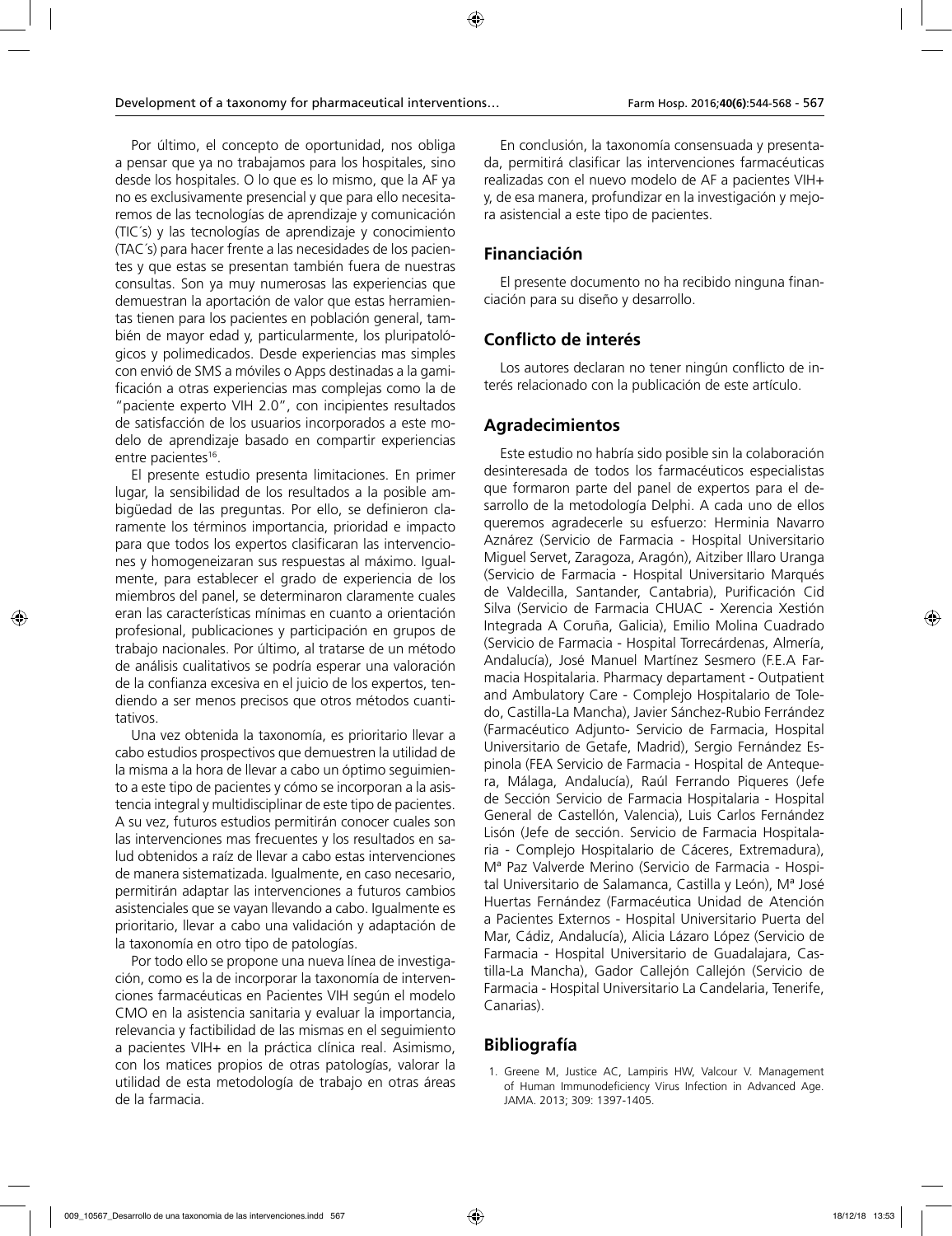Por último, el concepto de oportunidad, nos obliga a pensar que ya no trabajamos para los hospitales, sino desde los hospitales. O lo que es lo mismo, que la AF ya no es exclusivamente presencial y que para ello necesitaremos de las tecnologías de aprendizaje y comunicación (TIC´s) y las tecnologías de aprendizaje y conocimiento (TAC´s) para hacer frente a las necesidades de los pacientes y que estas se presentan también fuera de nuestras consultas. Son ya muy numerosas las experiencias que demuestran la aportación de valor que estas herramientas tienen para los pacientes en población general, también de mayor edad y, particularmente, los pluripatológicos y polimedicados. Desde experiencias mas simples con envió de SMS a móviles o Apps destinadas a la gamificación a otras experiencias mas complejas como la de "paciente experto VIH 2.0", con incipientes resultados de satisfacción de los usuarios incorporados a este modelo de aprendizaje basado en compartir experiencias entre pacientes[16].

El presente estudio presenta limitaciones. En primer lugar, la sensibilidad de los resultados a la posible ambigüedad de las preguntas. Por ello, se definieron claramente los términos importancia, prioridad e impacto para que todos los expertos clasificaran las intervenciones y homogeneizaran sus respuestas al máximo. Igualmente, para establecer el grado de experiencia de los miembros del panel, se determinaron claramente cuales eran las características mínimas en cuanto a orientación profesional, publicaciones y participación en grupos de trabajo nacionales. Por último, al tratarse de un método de análisis cualitativos se podría esperar una valoración de la confianza excesiva en el juicio de los expertos, tendiendo a ser menos precisos que otros métodos cuantitativos.

Una vez obtenida la taxonomía, es prioritario llevar a cabo estudios prospectivos que demuestren la utilidad de la misma a la hora de llevar a cabo un óptimo seguimiento a este tipo de pacientes y cómo se incorporan a la asistencia integral y multidisciplinar de este tipo de pacientes. A su vez, futuros estudios permitirán conocer cuales son las intervenciones mas frecuentes y los resultados en salud obtenidos a raíz de llevar a cabo estas intervenciones de manera sistematizada. Igualmente, en caso necesario, permitirán adaptar las intervenciones a futuros cambios asistenciales que se vayan llevando a cabo. Igualmente es prioritario, llevar a cabo una validación y adaptación de la taxonomía en otro tipo de patologías.

Por todo ello se propone una nueva línea de investigación, como es la de incorporar la taxonomía de intervenciones farmacéuticas en Pacientes VIH según el modelo CMO en la asistencia sanitaria y evaluar la importancia, relevancia y factibilidad de las mismas en el seguimiento a pacientes VIH+ en la práctica clínica real. Asimismo, con los matices propios de otras patologías, valorar la utilidad de esta metodología de trabajo en otras áreas de la farmacia.

En conclusión, la taxonomía consensuada y presentada, permitirá clasificar las intervenciones farmacéuticas realizadas con el nuevo modelo de AF a pacientes VIH+ y, de esa manera, profundizar en la investigación y mejora asistencial a este tipo de pacientes.

## Financiación

El presente documento no ha recibido ninguna financiación para su diseño y desarrollo.

## Conflicto de interés

Los autores declaran no tener ningún conflicto de interés relacionado con la publicación de este artículo.

## Agradecimientos

Este estudio no habría sido posible sin la colaboración desinteresada de todos los farmacéuticos especialistas que formaron parte del panel de expertos para el desarrollo de la metodología Delphi. A cada uno de ellos queremos agradecerle su esfuerzo: Herminia Navarro Aznárez (Servicio de Farmacia - Hospital Universitario Miguel Servet, Zaragoza, Aragón), Aitziber Illaro Uranga (Servicio de Farmacia - Hospital Universitario Marqués de Valdecilla, Santander, Cantabria), Purificación Cid Silva (Servicio de Farmacia CHUAC - Xerencia Xestión Integrada A Coruña, Galicia), Emilio Molina Cuadrado (Servicio de Farmacia - Hospital Torrecárdenas, Almería, Andalucía), José Manuel Martínez Sesmero (F.E.A Farmacia Hospitalaria. Pharmacy departament - Outpatient and Ambulatory Care - Complejo Hospitalario de Toledo, Castilla-La Mancha), Javier Sánchez-Rubio Ferrández (Farmacéutico Adjunto- Servicio de Farmacia, Hospital Universitario de Getafe, Madrid), Sergio Fernández Espinola (FEA Servicio de Farmacia - Hospital de Antequera, Málaga, Andalucía), Raúl Ferrando Piqueres (Jefe de Sección Servicio de Farmacia Hospitalaria - Hospital General de Castellón, Valencia), Luis Carlos Fernández Lisón (Jefe de sección. Servicio de Farmacia Hospitalaria - Complejo Hospitalario de Cáceres, Extremadura), Mª Paz Valverde Merino (Servicio de Farmacia - Hospital Universitario de Salamanca, Castilla y León), Mª José Huertas Fernández (Farmacéutica Unidad de Atención a Pacientes Externos - Hospital Universitario Puerta del Mar, Cádiz, Andalucía), Alicia Lázaro López (Servicio de Farmacia - Hospital Universitario de Guadalajara, Castilla-La Mancha), Gador Callejón Callejón (Servicio de Farmacia - Hospital Universitario La Candelaria, Tenerife, Canarias).

## Bibliografía

1. Greene M, Justice AC, Lampiris HW, Valcour V. Management of Human Immunodeficiency Virus Infection in Advanced Age. JAMA. 2013; 309: 1397-1405.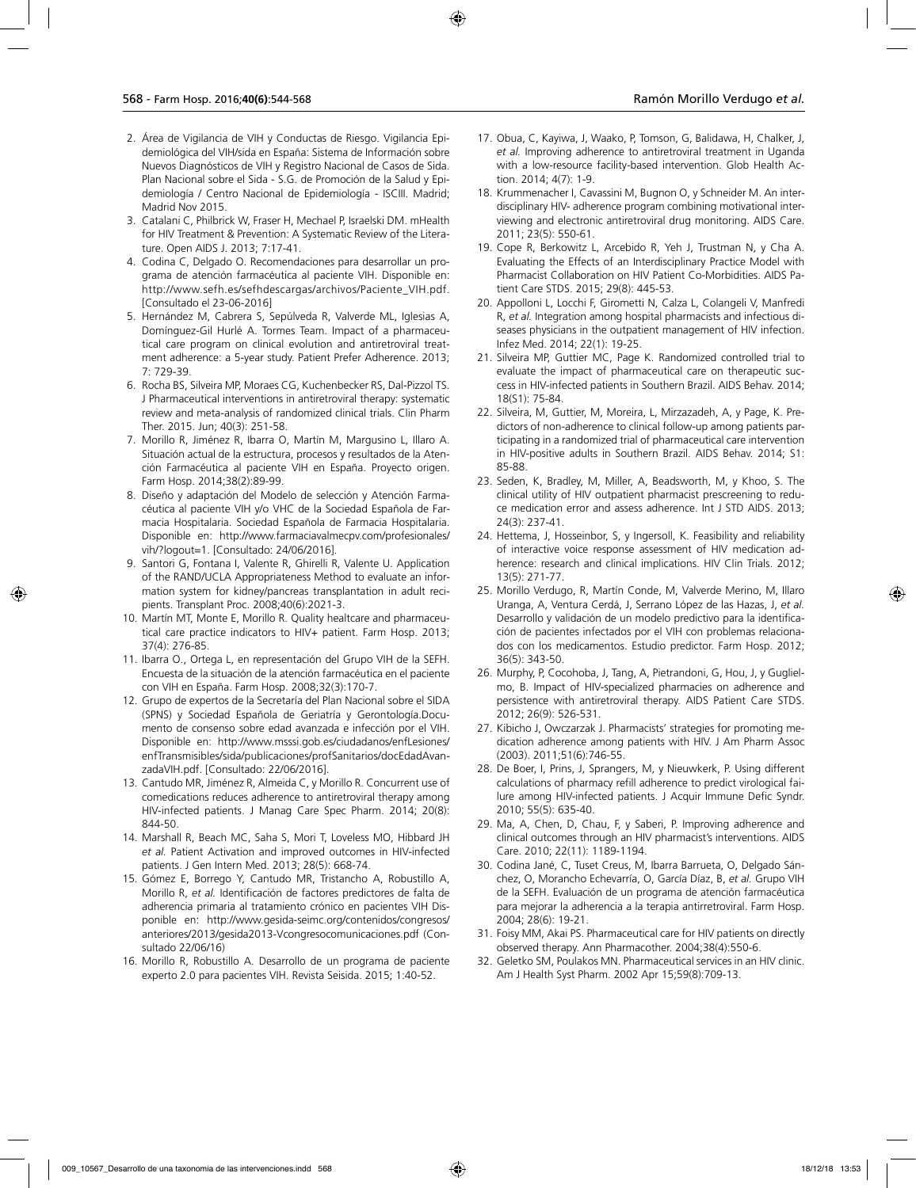2. Área de Vigilancia de VIH y Conductas de Riesgo. Vigilancia Epidemiológica del VIH/sida en España: Sistema de Información sobre Nuevos Diagnósticos de VIH y Registro Nacional de Casos de Sida. Plan Nacional sobre el Sida - S.G. de Promoción de la Salud y Epidemiología / Centro Nacional de Epidemiología - ISCIII. Madrid; Madrid Nov 2015.
3. Catalani C, Philbrick W, Fraser H, Mechael P, Israelski DM. mHealth for HIV Treatment & Prevention: A Systematic Review of the Literature. Open AIDS J. 2013; 7:17-41.
4. Codina C, Delgado O. Recomendaciones para desarrollar un programa de atención farmacéutica al paciente VIH. Disponible en: http://www.sefh.es/sefhdescargas/archivos/Paciente_VIH.pdf. [Consultado el 23-06-2016]
5. Hernández M, Cabrera S, Sepúlveda R, Valverde ML, Iglesias A, Domínguez-Gil Hurlé A. Tormes Team. Impact of a pharmaceutical care program on clinical evolution and antiretroviral treatment adherence: a 5-year study. Patient Prefer Adherence. 2013; 7: 729-39.
6. Rocha BS, Silveira MP, Moraes CG, Kuchenbecker RS, Dal-Pizzol TS. J Pharmaceutical interventions in antiretroviral therapy: systematic review and meta-analysis of randomized clinical trials. Clin Pharm Ther. 2015. Jun; 40(3): 251-58.
7. Morillo R, Jiménez R, Ibarra O, Martín M, Margusino L, Illaro A. Situación actual de la estructura, procesos y resultados de la Atención Farmacéutica al paciente VIH en España. Proyecto origen. Farm Hosp. 2014;38(2):89-99.
8. Diseño y adaptación del Modelo de selección y Atención Farmacéutica al paciente VIH y/o VHC de la Sociedad Española de Farmacia Hospitalaria. Sociedad Española de Farmacia Hospitalaria. Disponible en: http://www.farmaciavalmecpv.com/profesionales/vih/?logout=1. [Consultado: 24/06/2016].
9. Santori G, Fontana I, Valente R, Ghirelli R, Valente U. Application of the RAND/UCLA Appropriateness Method to evaluate an information system for kidney/pancreas transplantation in adult recipients. Transplant Proc. 2008;40(6):2021-3.
10. Martín MT, Monte E, Morillo R. Quality healthcare and pharmaceutical care practice indicators to HIV+ patient. Farm Hosp. 2013; 37(4): 276-85.
11. Ibarra O., Ortega L, en representación del Grupo VIH de la SEFH. Encuesta de la situación de la atención farmacéutica en el paciente con VIH en España. Farm Hosp. 2008;32(3):170-7.
12. Grupo de expertos de la Secretaría del Plan Nacional sobre el SIDA (SPNS) y Sociedad Española de Geriatría y Gerontología.Documento de consenso sobre edad avanzada e infección por el VIH. Disponible en: http://www.msssi.gob.es/ciudadanos/enfLesiones/enfTransmisibles/sida/publicaciones/profSanitarios/docEdadAvanzadaVIH.pdf. [Consultado: 22/06/2016].
13. Cantudo MR, Jiménez R, Almeida C, y Morillo R. Concurrent use of comedications reduces adherence to antiretroviral therapy among HIV-infected patients. J Manag Care Spec Pharm. 2014; 20(8): 844-50.
14. Marshall R, Beach MC, Saha S, Mori T, Loveless MO, Hibbard JH *et al.* Patient Activation and improved outcomes in HIV-infected patients. J Gen Intern Med. 2013; 28(5): 668-74.
15. Gómez E, Borrego Y, Cantudo MR, Tristancho A, Robustillo A, Morillo R, *et al.* Identificación de factores predictores de falta de adherencia primaria al tratamiento crónico en pacientes VIH Disponible en: http://www.gesida-seimc.org/contenidos/congresos/anteriores/2013/gesida2013-Vcongresocomunicaciones.pdf (Consultado 22/06/16)
16. Morillo R, Robustillo A. Desarrollo de un programa de paciente experto 2.0 para pacientes VIH. Revista Seisida. 2015; 1:40-52.
17. Obua, C, Kayiwa, J, Waako, P, Tomson, G, Balidawa, H, Chalker, J, *et al.* Improving adherence to antiretroviral treatment in Uganda with a low-resource facility-based intervention. Glob Health Action. 2014; 4(7): 1-9.
18. Krummenacher I, Cavassini M, Bugnon O, y Schneider M. An interdisciplinary HIV- adherence program combining motivational interviewing and electronic antiretroviral drug monitoring. AIDS Care. 2011; 23(5): 550-61.
19. Cope R, Berkowitz L, Arcebido R, Yeh J, Trustman N, y Cha A. Evaluating the Effects of an Interdisciplinary Practice Model with Pharmacist Collaboration on HIV Patient Co-Morbidities. AIDS Patient Care STDS. 2015; 29(8): 445-53.
20. Appolloni L, Locchi F, Girometti N, Calza L, Colangeli V, Manfredi R, *et al.* Integration among hospital pharmacists and infectious diseases physicians in the outpatient management of HIV infection. Infez Med. 2014; 22(1): 19-25.
21. Silveira MP, Guttier MC, Page K. Randomized controlled trial to evaluate the impact of pharmaceutical care on therapeutic success in HIV-infected patients in Southern Brazil. AIDS Behav. 2014; 18(S1): 75-84.
22. Silveira, M, Guttier, M, Moreira, L, Mirzazadeh, A, y Page, K. Predictors of non-adherence to clinical follow-up among patients participating in a randomized trial of pharmaceutical care intervention in HIV-positive adults in Southern Brazil. AIDS Behav. 2014; S1: 85-88.
23. Seden, K, Bradley, M, Miller, A, Beadsworth, M, y Khoo, S. The clinical utility of HIV outpatient pharmacist prescreening to reduce medication error and assess adherence. Int J STD AIDS. 2013; 24(3): 237-41.
24. Hettema, J, Hosseinbor, S, y Ingersoll, K. Feasibility and reliability of interactive voice response assessment of HIV medication adherence: research and clinical implications. HIV Clin Trials. 2012; 13(5): 271-77.
25. Morillo Verdugo, R, Martín Conde, M, Valverde Merino, M, Illaro Uranga, A, Ventura Cerdá, J, Serrano López de las Hazas, J, *et al.* Desarrollo y validación de un modelo predictivo para la identificación de pacientes infectados por el VIH con problemas relacionados con los medicamentos. Estudio predictor. Farm Hosp. 2012; 36(5): 343-50.
26. Murphy, P, Cocohoba, J, Tang, A, Pietrandoni, G, Hou, J, y Guglielmo, B. Impact of HIV-specialized pharmacies on adherence and persistence with antiretroviral therapy. AIDS Patient Care STDS. 2012; 26(9): 526-531.
27. Kibicho J, Owczarzak J. Pharmacists' strategies for promoting medication adherence among patients with HIV. J Am Pharm Assoc (2003). 2011;51(6):746-55.
28. De Boer, I, Prins, J, Sprangers, M, y Nieuwkerk, P. Using different calculations of pharmacy refill adherence to predict virological failure among HIV-infected patients. J Acquir Immune Defic Syndr. 2010; 55(5): 635-40.
29. Ma, A, Chen, D, Chau, F, y Saberi, P. Improving adherence and clinical outcomes through an HIV pharmacist's interventions. AIDS Care. 2010; 22(11): 1189-1194.
30. Codina Jané, C, Tuset Creus, M, Ibarra Barrueta, O, Delgado Sánchez, O, Morancho Echevarría, O, García Díaz, B, *et al.* Grupo VIH de la SEFH. Evaluación de un programa de atención farmacéutica para mejorar la adherencia a la terapia antirretroviral. Farm Hosp. 2004; 28(6): 19-21.
31. Foisy MM, Akai PS. Pharmaceutical care for HIV patients on directly observed therapy. Ann Pharmacother. 2004;38(4):550-6.
32. Geletko SM, Poulakos MN. Pharmaceutical services in an HIV clinic. Am J Health Syst Pharm. 2002 Apr 15;59(8):709-13.